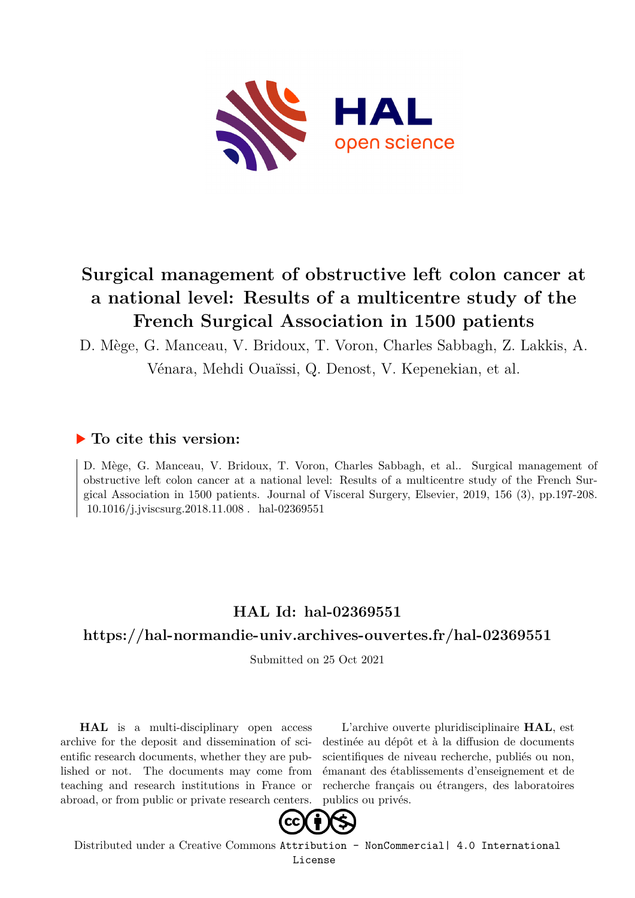# Surgical management of obstructive left colon cancer at a national level: Results of a multicentre study of the French Surgical Association in 1500 patients

D. Mège, G. Manceau, V. Bridoux, T. Voron, Charles Sabbagh, Z. Lakkis, A. Vénara, Mehdi Ouaïssi, Q. Denost, V. Kepenekian, et al.

## ▶ To cite this version:

D. Mège, G. Manceau, V. Bridoux, T. Voron, Charles Sabbagh, et al.. Surgical management of obstructive left colon cancer at a national level: Results of a multicentre study of the French Surgical Association in 1500 patients. Journal of Visceral Surgery, Elsevier, 2019, 156 (3), pp.197-208. 10.1016/j.jviscsurg.2018.11.008 . hal-02369551

## HAL Id: hal-02369551

## https://hal-normandie-univ.archives-ouvertes.fr/hal-02369551

Submitted on 25 Oct 2021

**HAL** is a multi-disciplinary open access archive for the deposit and dissemination of scientific research documents, whether they are published or not. The documents may come from teaching and research institutions in France or abroad, or from public or private research centers.

L'archive ouverte pluridisciplinaire **HAL**, est destinée au dépôt et à la diffusion de documents scientifiques de niveau recherche, publiés ou non, émanant des établissements d'enseignement et de recherche français ou étrangers, des laboratoires publics ou privés.

Distributed under a Creative Commons Attribution - NonCommercial| 4.0 International License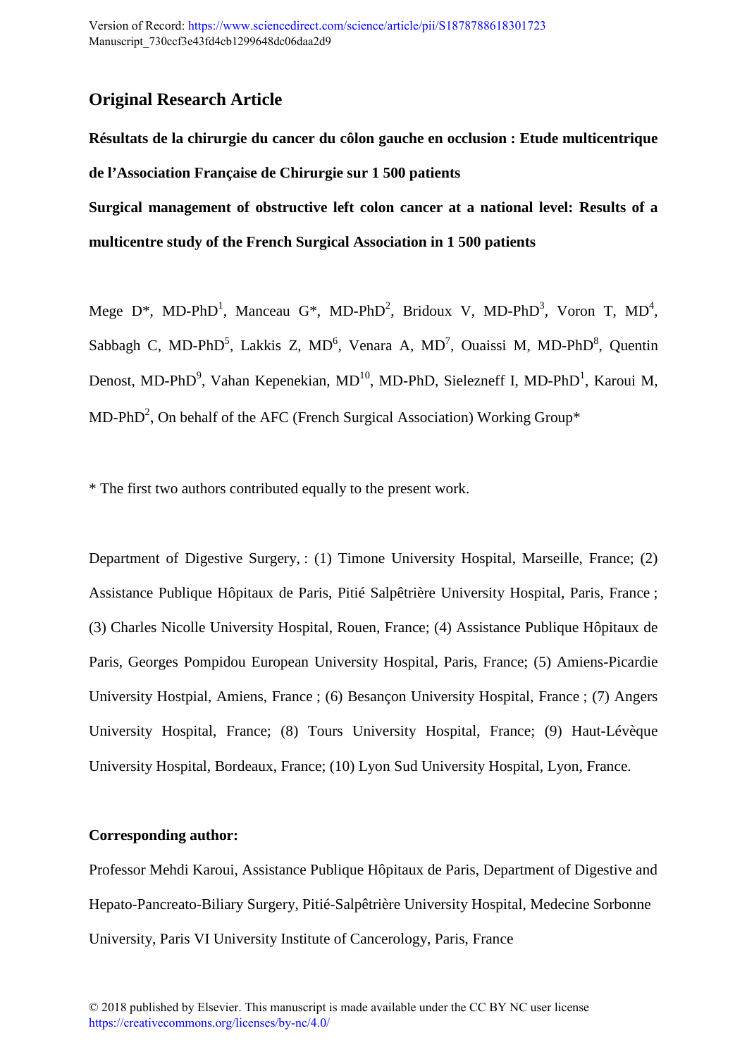Version of Record: https://www.sciencedirect.com/science/article/pii/S1878788618301723
Manuscript_730ccf3e43fd4cb1299648dc06daa2d9

## Original Research Article

**Résultats de la chirurgie du cancer du côlon gauche en occlusion : Etude multicentrique de l'Association Française de Chirurgie sur 1 500 patients**

**Surgical management of obstructive left colon cancer at a national level: Results of a multicentre study of the French Surgical Association in 1 500 patients**

Mege D*, MD-PhD[1], Manceau G*, MD-PhD[2], Bridoux V, MD-PhD[3], Voron T, MD[4], Sabbagh C, MD-PhD[5], Lakkis Z, MD[6], Venara A, MD[7], Ouaissi M, MD-PhD[8], Quentin Denost, MD-PhD[9], Vahan Kepenekian, MD[10], MD-PhD, Sielezneff I, MD-PhD[1], Karoui M, MD-PhD[2], On behalf of the AFC (French Surgical Association) Working Group*

* The first two authors contributed equally to the present work.

Department of Digestive Surgery, : (1) Timone University Hospital, Marseille, France; (2) Assistance Publique Hôpitaux de Paris, Pitié Salpêtrière University Hospital, Paris, France ; (3) Charles Nicolle University Hospital, Rouen, France; (4) Assistance Publique Hôpitaux de Paris, Georges Pompidou European University Hospital, Paris, France; (5) Amiens-Picardie University Hostpial, Amiens, France ; (6) Besançon University Hospital, France ; (7) Angers University Hospital, France; (8) Tours University Hospital, France; (9) Haut-Lévèque University Hospital, Bordeaux, France; (10) Lyon Sud University Hospital, Lyon, France.

**Corresponding author:**

Professor Mehdi Karoui, Assistance Publique Hôpitaux de Paris, Department of Digestive and Hepato-Pancreato-Biliary Surgery, Pitié-Salpêtrière University Hospital, Medecine Sorbonne University, Paris VI University Institute of Cancerology, Paris, France

© 2018 published by Elsevier. This manuscript is made available under the CC BY NC user license https://creativecommons.org/licenses/by-nc/4.0/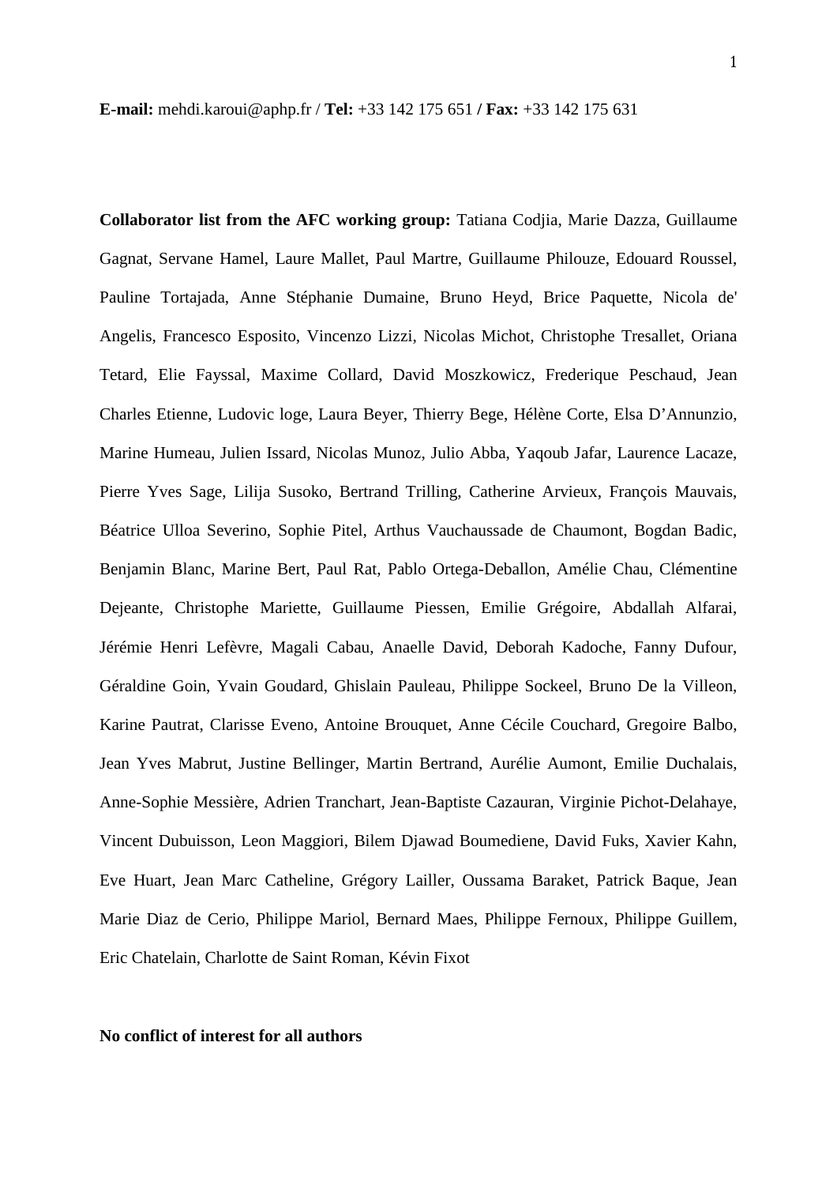**E-mail:** mehdi.karoui@aphp.fr / **Tel:** +33 142 175 651 **/ Fax:** +33 142 175 631

**Collaborator list from the AFC working group:** Tatiana Codjia, Marie Dazza, Guillaume Gagnat, Servane Hamel, Laure Mallet, Paul Martre, Guillaume Philouze, Edouard Roussel, Pauline Tortajada, Anne Stéphanie Dumaine, Bruno Heyd, Brice Paquette, Nicola de' Angelis, Francesco Esposito, Vincenzo Lizzi, Nicolas Michot, Christophe Tresallet, Oriana Tetard, Elie Fayssal, Maxime Collard, David Moszkowicz, Frederique Peschaud, Jean Charles Etienne, Ludovic loge, Laura Beyer, Thierry Bege, Hélène Corte, Elsa D'Annunzio, Marine Humeau, Julien Issard, Nicolas Munoz, Julio Abba, Yaqoub Jafar, Laurence Lacaze, Pierre Yves Sage, Lilija Susoko, Bertrand Trilling, Catherine Arvieux, François Mauvais, Béatrice Ulloa Severino, Sophie Pitel, Arthus Vauchaussade de Chaumont, Bogdan Badic, Benjamin Blanc, Marine Bert, Paul Rat, Pablo Ortega-Deballon, Amélie Chau, Clémentine Dejeante, Christophe Mariette, Guillaume Piessen, Emilie Grégoire, Abdallah Alfarai, Jérémie Henri Lefèvre, Magali Cabau, Anaelle David, Deborah Kadoche, Fanny Dufour, Géraldine Goin, Yvain Goudard, Ghislain Pauleau, Philippe Sockeel, Bruno De la Villeon, Karine Pautrat, Clarisse Eveno, Antoine Brouquet, Anne Cécile Couchard, Gregoire Balbo, Jean Yves Mabrut, Justine Bellinger, Martin Bertrand, Aurélie Aumont, Emilie Duchalais, Anne-Sophie Messière, Adrien Tranchart, Jean-Baptiste Cazauran, Virginie Pichot-Delahaye, Vincent Dubuisson, Leon Maggiori, Bilem Djawad Boumediene, David Fuks, Xavier Kahn, Eve Huart, Jean Marc Catheline, Grégory Lailler, Oussama Baraket, Patrick Baque, Jean Marie Diaz de Cerio, Philippe Mariol, Bernard Maes, Philippe Fernoux, Philippe Guillem, Eric Chatelain, Charlotte de Saint Roman, Kévin Fixot

**No conflict of interest for all authors**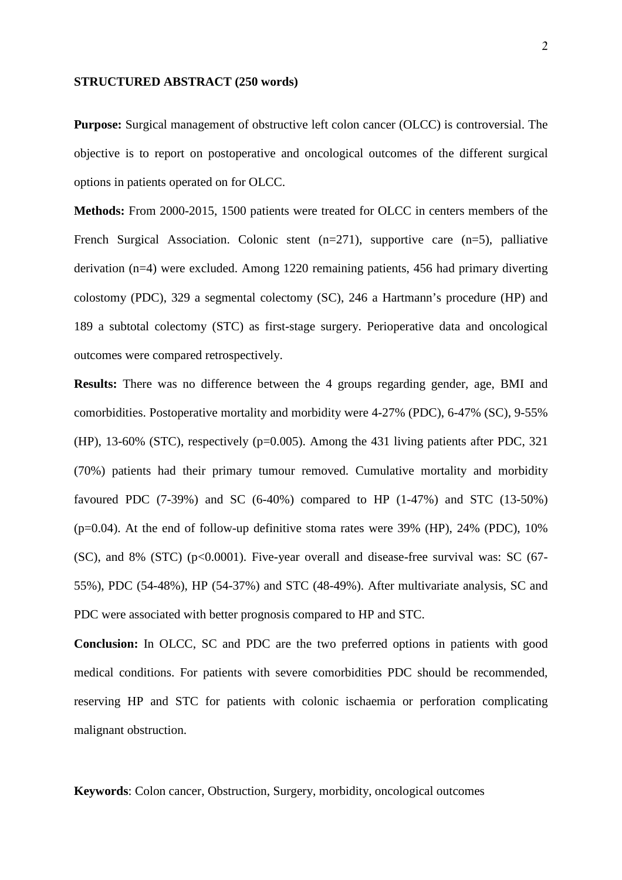**STRUCTURED ABSTRACT (250 words)**

**Purpose:** Surgical management of obstructive left colon cancer (OLCC) is controversial. The objective is to report on postoperative and oncological outcomes of the different surgical options in patients operated on for OLCC.

**Methods:** From 2000-2015, 1500 patients were treated for OLCC in centers members of the French Surgical Association. Colonic stent (n=271), supportive care (n=5), palliative derivation (n=4) were excluded. Among 1220 remaining patients, 456 had primary diverting colostomy (PDC), 329 a segmental colectomy (SC), 246 a Hartmann's procedure (HP) and 189 a subtotal colectomy (STC) as first-stage surgery. Perioperative data and oncological outcomes were compared retrospectively.

**Results:** There was no difference between the 4 groups regarding gender, age, BMI and comorbidities. Postoperative mortality and morbidity were 4-27% (PDC), 6-47% (SC), 9-55% (HP), 13-60% (STC), respectively ($p=0.005$). Among the 431 living patients after PDC, 321 (70%) patients had their primary tumour removed. Cumulative mortality and morbidity favoured PDC (7-39%) and SC (6-40%) compared to HP (1-47%) and STC (13-50%) ($p=0.04$). At the end of follow-up definitive stoma rates were 39% (HP), 24% (PDC), 10% (SC), and 8% (STC) ($p<0.0001$). Five-year overall and disease-free survival was: SC (67-55%), PDC (54-48%), HP (54-37%) and STC (48-49%). After multivariate analysis, SC and PDC were associated with better prognosis compared to HP and STC.

**Conclusion:** In OLCC, SC and PDC are the two preferred options in patients with good medical conditions. For patients with severe comorbidities PDC should be recommended, reserving HP and STC for patients with colonic ischaemia or perforation complicating malignant obstruction.

**Keywords**: Colon cancer, Obstruction, Surgery, morbidity, oncological outcomes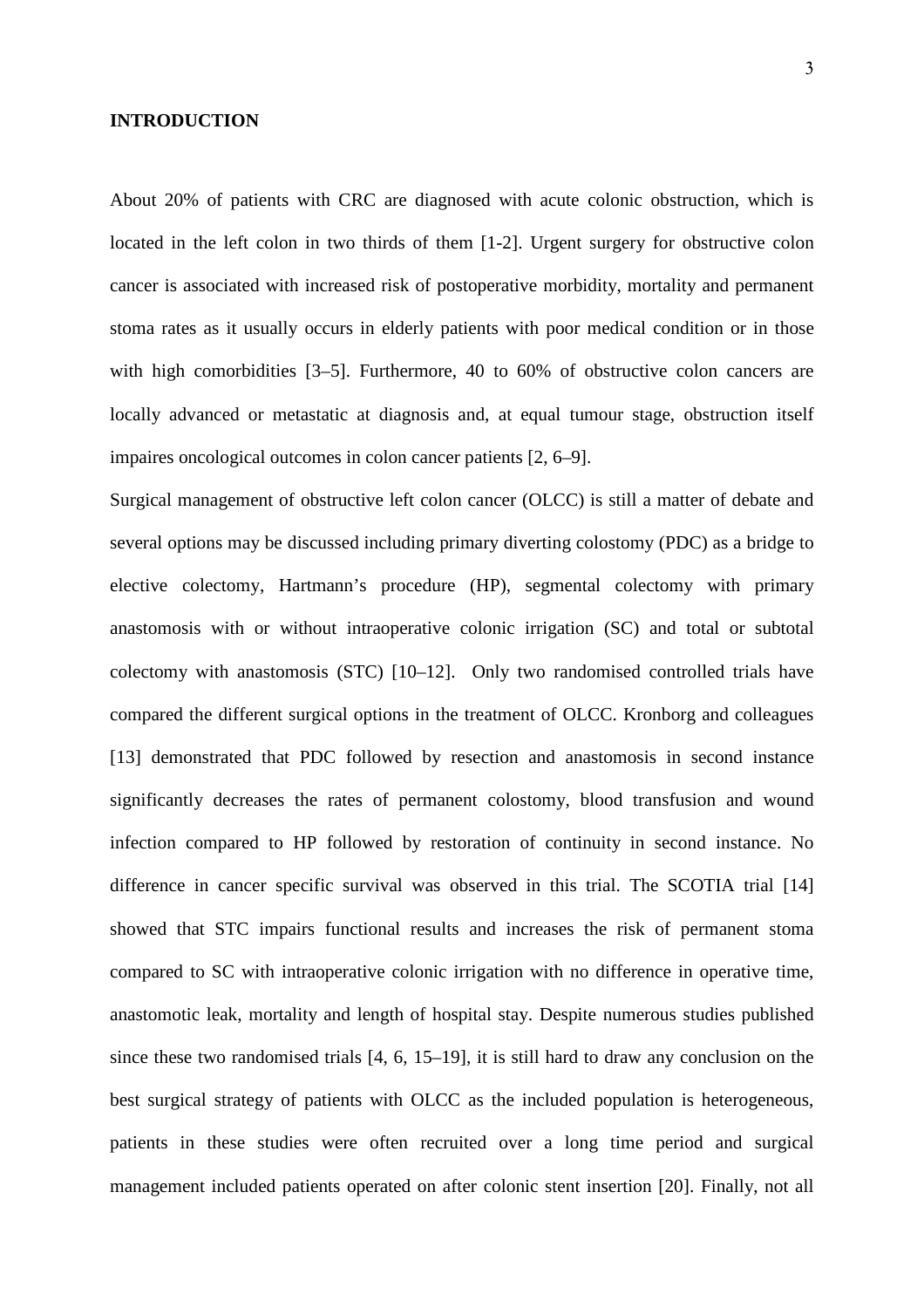## INTRODUCTION

About 20% of patients with CRC are diagnosed with acute colonic obstruction, which is located in the left colon in two thirds of them [1-2]. Urgent surgery for obstructive colon cancer is associated with increased risk of postoperative morbidity, mortality and permanent stoma rates as it usually occurs in elderly patients with poor medical condition or in those with high comorbidities [3–5]. Furthermore, 40 to 60% of obstructive colon cancers are locally advanced or metastatic at diagnosis and, at equal tumour stage, obstruction itself impaires oncological outcomes in colon cancer patients [2, 6–9].

Surgical management of obstructive left colon cancer (OLCC) is still a matter of debate and several options may be discussed including primary diverting colostomy (PDC) as a bridge to elective colectomy, Hartmann's procedure (HP), segmental colectomy with primary anastomosis with or without intraoperative colonic irrigation (SC) and total or subtotal colectomy with anastomosis (STC) [10–12]. Only two randomised controlled trials have compared the different surgical options in the treatment of OLCC. Kronborg and colleagues [13] demonstrated that PDC followed by resection and anastomosis in second instance significantly decreases the rates of permanent colostomy, blood transfusion and wound infection compared to HP followed by restoration of continuity in second instance. No difference in cancer specific survival was observed in this trial. The SCOTIA trial [14] showed that STC impairs functional results and increases the risk of permanent stoma compared to SC with intraoperative colonic irrigation with no difference in operative time, anastomotic leak, mortality and length of hospital stay. Despite numerous studies published since these two randomised trials [4, 6, 15–19], it is still hard to draw any conclusion on the best surgical strategy of patients with OLCC as the included population is heterogeneous, patients in these studies were often recruited over a long time period and surgical management included patients operated on after colonic stent insertion [20]. Finally, not all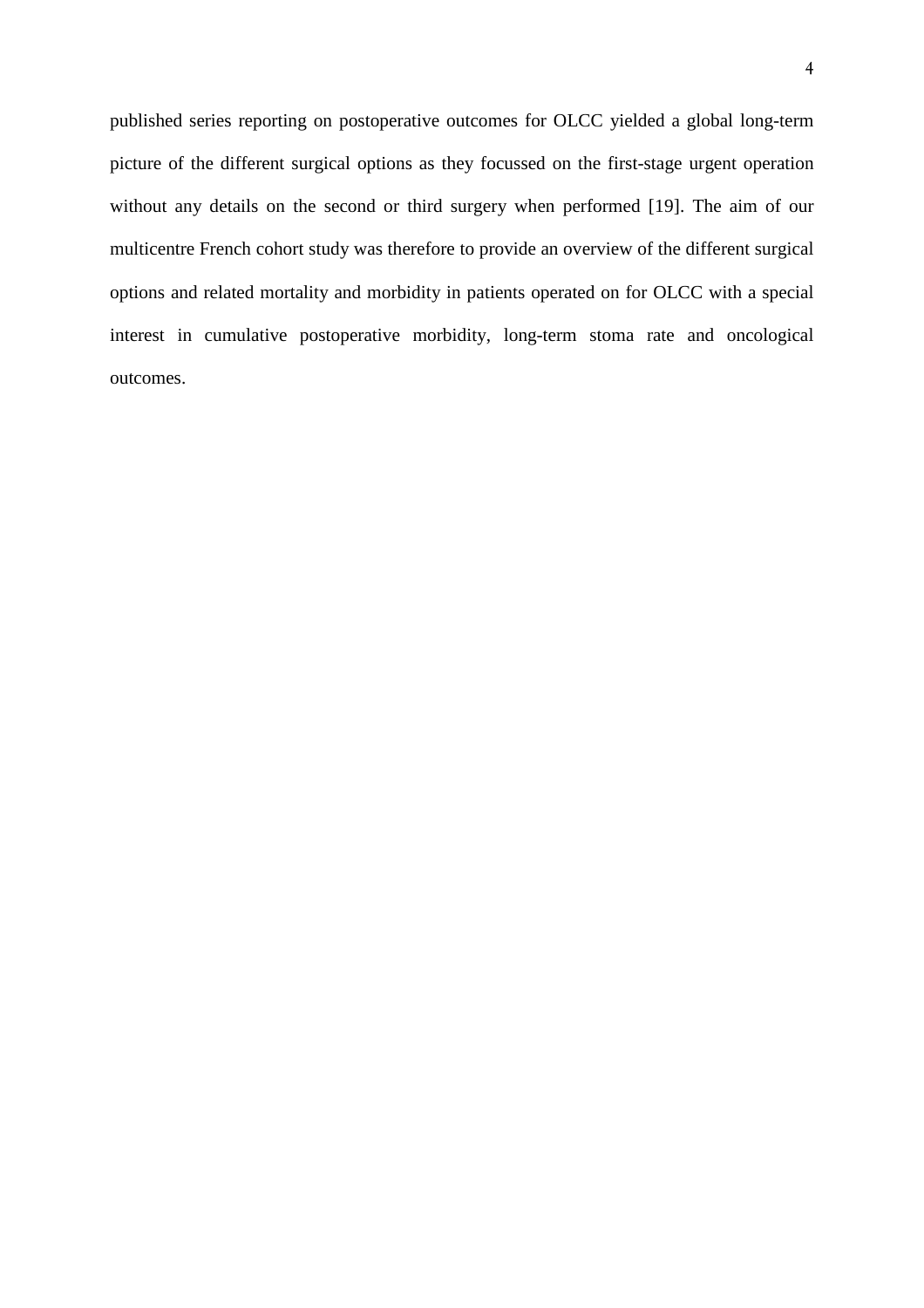published series reporting on postoperative outcomes for OLCC yielded a global long-term picture of the different surgical options as they focussed on the first-stage urgent operation without any details on the second or third surgery when performed [19]. The aim of our multicentre French cohort study was therefore to provide an overview of the different surgical options and related mortality and morbidity in patients operated on for OLCC with a special interest in cumulative postoperative morbidity, long-term stoma rate and oncological outcomes.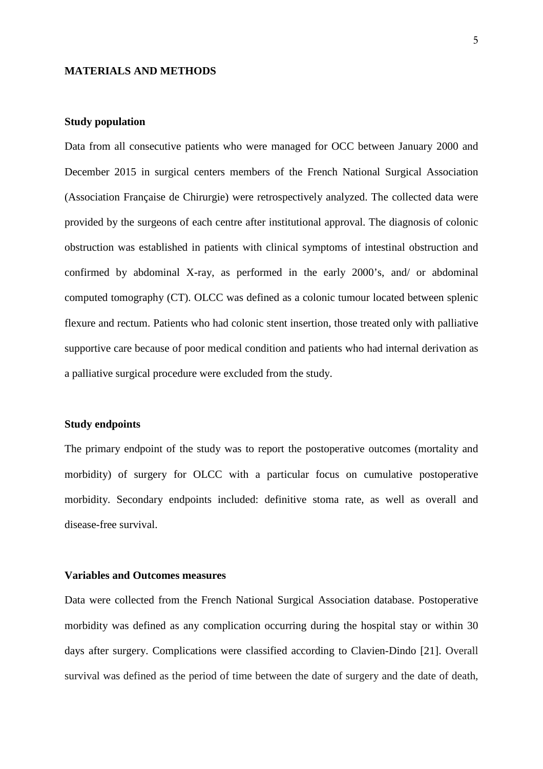## MATERIALS AND METHODS

### Study population

Data from all consecutive patients who were managed for OCC between January 2000 and December 2015 in surgical centers members of the French National Surgical Association (Association Française de Chirurgie) were retrospectively analyzed. The collected data were provided by the surgeons of each centre after institutional approval. The diagnosis of colonic obstruction was established in patients with clinical symptoms of intestinal obstruction and confirmed by abdominal X-ray, as performed in the early 2000's, and/ or abdominal computed tomography (CT). OLCC was defined as a colonic tumour located between splenic flexure and rectum. Patients who had colonic stent insertion, those treated only with palliative supportive care because of poor medical condition and patients who had internal derivation as a palliative surgical procedure were excluded from the study.

### Study endpoints

The primary endpoint of the study was to report the postoperative outcomes (mortality and morbidity) of surgery for OLCC with a particular focus on cumulative postoperative morbidity. Secondary endpoints included: definitive stoma rate, as well as overall and disease-free survival.

### Variables and Outcomes measures

Data were collected from the French National Surgical Association database. Postoperative morbidity was defined as any complication occurring during the hospital stay or within 30 days after surgery. Complications were classified according to Clavien-Dindo [21]. Overall survival was defined as the period of time between the date of surgery and the date of death,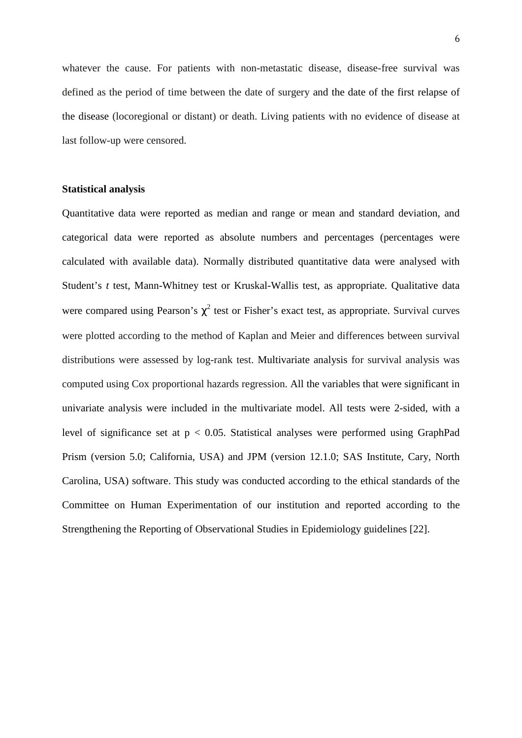whatever the cause. For patients with non-metastatic disease, disease-free survival was defined as the period of time between the date of surgery and the date of the first relapse of the disease (locoregional or distant) or death. Living patients with no evidence of disease at last follow-up were censored.

**Statistical analysis**

Quantitative data were reported as median and range or mean and standard deviation, and categorical data were reported as absolute numbers and percentages (percentages were calculated with available data). Normally distributed quantitative data were analysed with Student's *t* test, Mann-Whitney test or Kruskal-Wallis test, as appropriate. Qualitative data were compared using Pearson's $\chi^2$ test or Fisher's exact test, as appropriate. Survival curves were plotted according to the method of Kaplan and Meier and differences between survival distributions were assessed by log-rank test. Multivariate analysis for survival analysis was computed using Cox proportional hazards regression. All the variables that were significant in univariate analysis were included in the multivariate model. All tests were 2-sided, with a level of significance set at $p < 0.05$. Statistical analyses were performed using GraphPad Prism (version 5.0; California, USA) and JPM (version 12.1.0; SAS Institute, Cary, North Carolina, USA) software. This study was conducted according to the ethical standards of the Committee on Human Experimentation of our institution and reported according to the Strengthening the Reporting of Observational Studies in Epidemiology guidelines [22].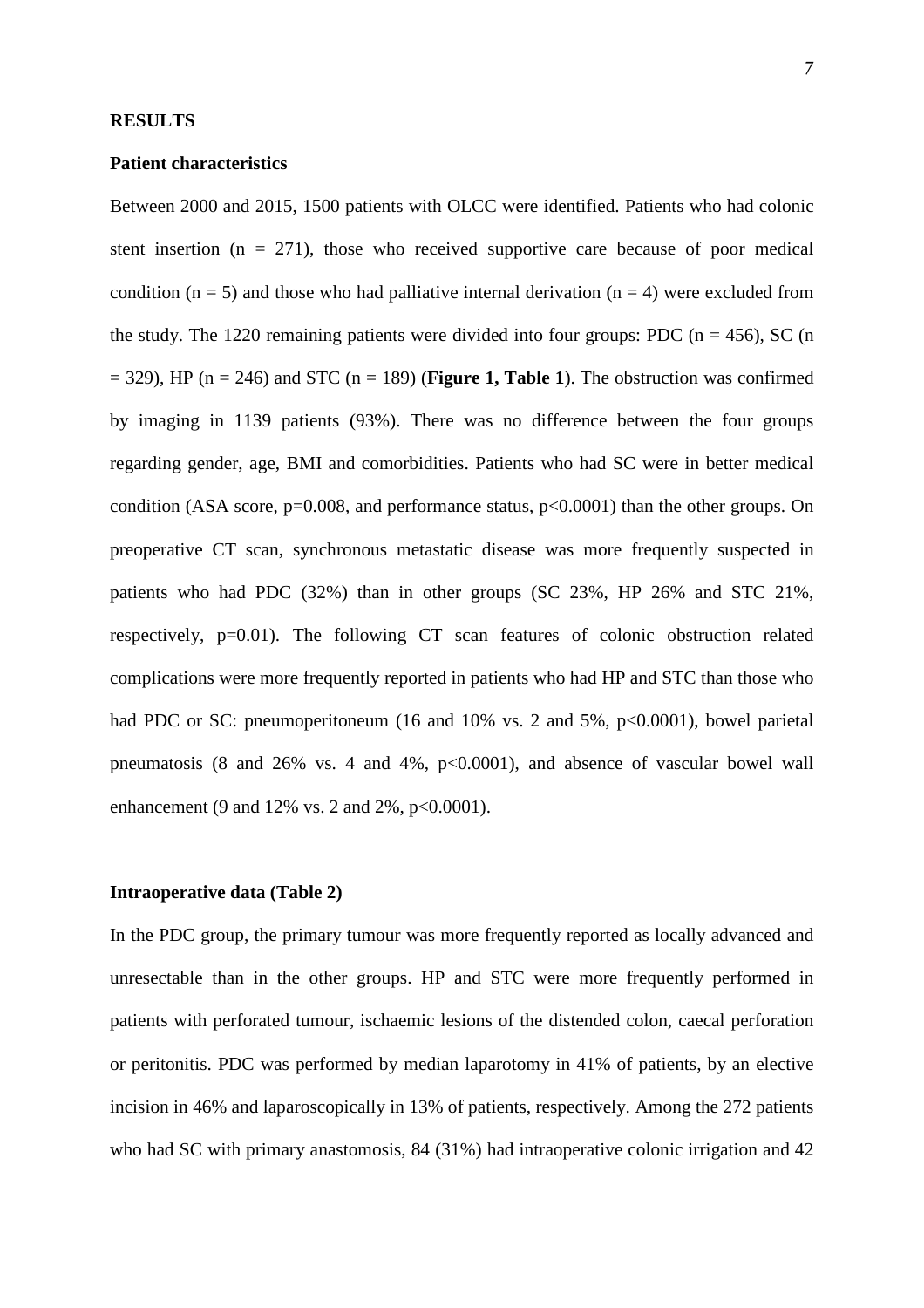## RESULTS

### Patient characteristics

Between 2000 and 2015, 1500 patients with OLCC were identified. Patients who had colonic stent insertion (n = 271), those who received supportive care because of poor medical condition (n = 5) and those who had palliative internal derivation (n = 4) were excluded from the study. The 1220 remaining patients were divided into four groups: PDC (n = 456), SC (n = 329), HP (n = 246) and STC (n = 189) (**Figure 1, Table 1**). The obstruction was confirmed by imaging in 1139 patients (93%). There was no difference between the four groups regarding gender, age, BMI and comorbidities. Patients who had SC were in better medical condition (ASA score, p=0.008, and performance status, p<0.0001) than the other groups. On preoperative CT scan, synchronous metastatic disease was more frequently suspected in patients who had PDC (32%) than in other groups (SC 23%, HP 26% and STC 21%, respectively, p=0.01). The following CT scan features of colonic obstruction related complications were more frequently reported in patients who had HP and STC than those who had PDC or SC: pneumoperitoneum (16 and 10% vs. 2 and 5%, p<0.0001), bowel parietal pneumatosis (8 and 26% vs. 4 and 4%, p<0.0001), and absence of vascular bowel wall enhancement (9 and 12% vs. 2 and 2%, p<0.0001).

### Intraoperative data (Table 2)

In the PDC group, the primary tumour was more frequently reported as locally advanced and unresectable than in the other groups. HP and STC were more frequently performed in patients with perforated tumour, ischaemic lesions of the distended colon, caecal perforation or peritonitis. PDC was performed by median laparotomy in 41% of patients, by an elective incision in 46% and laparoscopically in 13% of patients, respectively. Among the 272 patients who had SC with primary anastomosis, 84 (31%) had intraoperative colonic irrigation and 42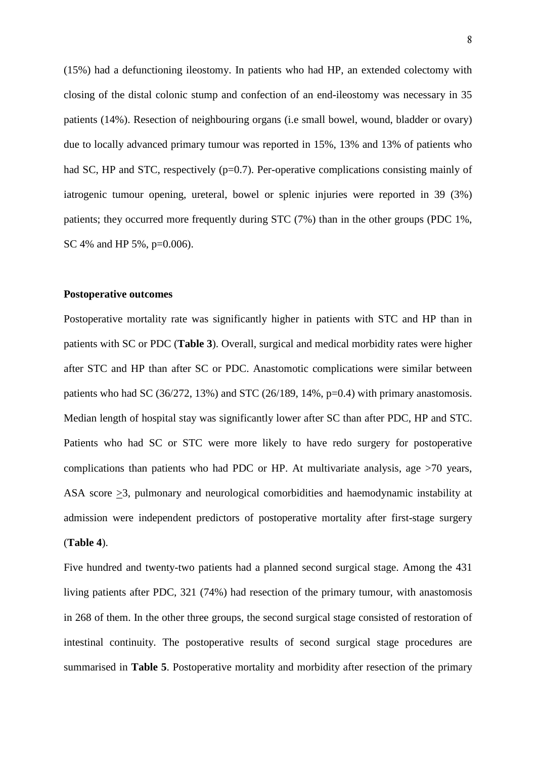(15%) had a defunctioning ileostomy. In patients who had HP, an extended colectomy with closing of the distal colonic stump and confection of an end-ileostomy was necessary in 35 patients (14%). Resection of neighbouring organs (i.e small bowel, wound, bladder or ovary) due to locally advanced primary tumour was reported in 15%, 13% and 13% of patients who had SC, HP and STC, respectively (p=0.7). Per-operative complications consisting mainly of iatrogenic tumour opening, ureteral, bowel or splenic injuries were reported in 39 (3%) patients; they occurred more frequently during STC (7%) than in the other groups (PDC 1%, SC 4% and HP 5%, p=0.006).

### Postoperative outcomes

Postoperative mortality rate was significantly higher in patients with STC and HP than in patients with SC or PDC (**Table 3**). Overall, surgical and medical morbidity rates were higher after STC and HP than after SC or PDC. Anastomotic complications were similar between patients who had SC (36/272, 13%) and STC (26/189, 14%, p=0.4) with primary anastomosis. Median length of hospital stay was significantly lower after SC than after PDC, HP and STC. Patients who had SC or STC were more likely to have redo surgery for postoperative complications than patients who had PDC or HP. At multivariate analysis, age >70 years, ASA score ≥3, pulmonary and neurological comorbidities and haemodynamic instability at admission were independent predictors of postoperative mortality after first-stage surgery (**Table 4**).

Five hundred and twenty-two patients had a planned second surgical stage. Among the 431 living patients after PDC, 321 (74%) had resection of the primary tumour, with anastomosis in 268 of them. In the other three groups, the second surgical stage consisted of restoration of intestinal continuity. The postoperative results of second surgical stage procedures are summarised in **Table 5**. Postoperative mortality and morbidity after resection of the primary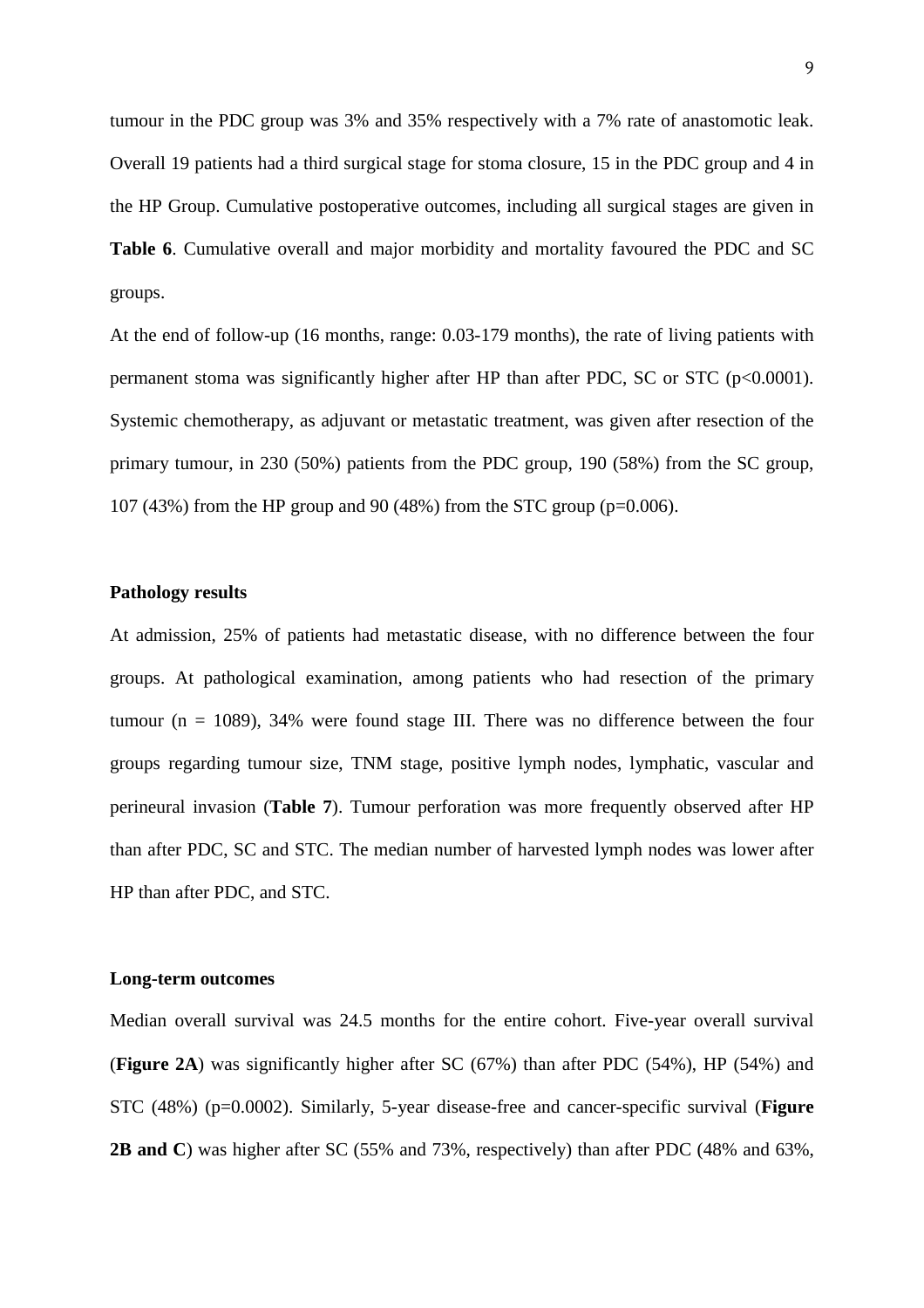tumour in the PDC group was 3% and 35% respectively with a 7% rate of anastomotic leak. Overall 19 patients had a third surgical stage for stoma closure, 15 in the PDC group and 4 in the HP Group. Cumulative postoperative outcomes, including all surgical stages are given in **Table 6**. Cumulative overall and major morbidity and mortality favoured the PDC and SC groups.

At the end of follow-up (16 months, range: 0.03-179 months), the rate of living patients with permanent stoma was significantly higher after HP than after PDC, SC or STC ($p<0.0001$). Systemic chemotherapy, as adjuvant or metastatic treatment, was given after resection of the primary tumour, in 230 (50%) patients from the PDC group, 190 (58%) from the SC group, 107 (43%) from the HP group and 90 (48%) from the STC group ($p=0.006$).

### Pathology results

At admission, 25% of patients had metastatic disease, with no difference between the four groups. At pathological examination, among patients who had resection of the primary tumour (n = 1089), 34% were found stage III. There was no difference between the four groups regarding tumour size, TNM stage, positive lymph nodes, lymphatic, vascular and perineural invasion (**Table 7**). Tumour perforation was more frequently observed after HP than after PDC, SC and STC. The median number of harvested lymph nodes was lower after HP than after PDC, and STC.

### Long-term outcomes

Median overall survival was 24.5 months for the entire cohort. Five-year overall survival (**Figure 2A**) was significantly higher after SC (67%) than after PDC (54%), HP (54%) and STC (48%) ($p=0.0002$). Similarly, 5-year disease-free and cancer-specific survival (**Figure 2B and C**) was higher after SC (55% and 73%, respectively) than after PDC (48% and 63%,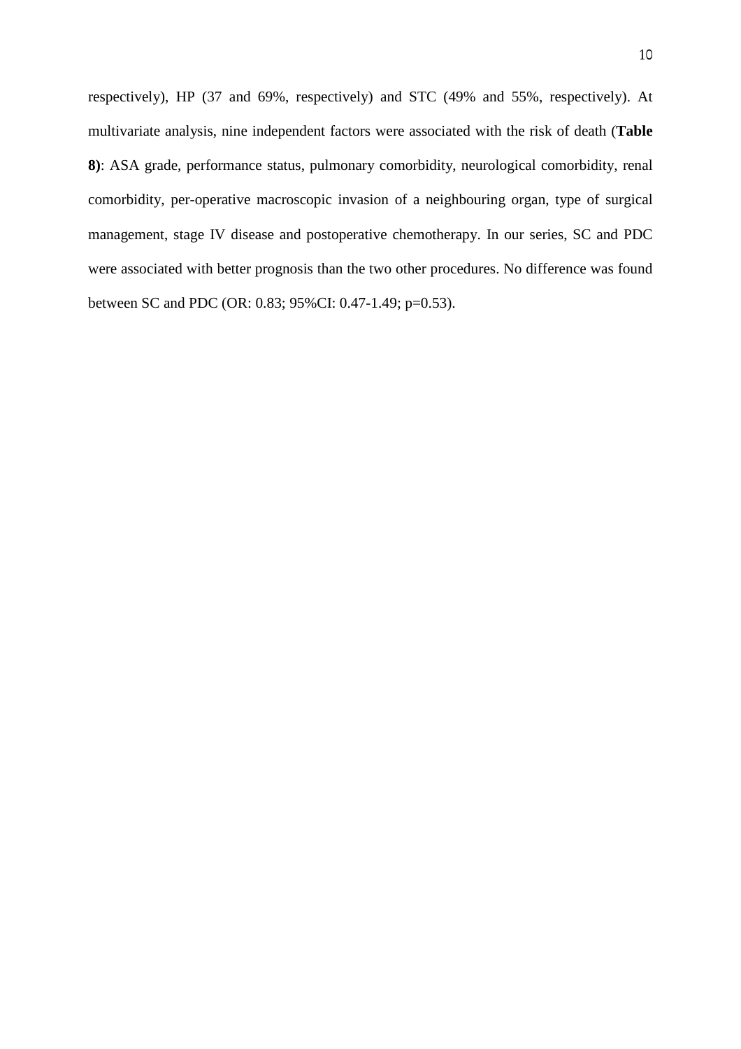respectively), HP (37 and 69%, respectively) and STC (49% and 55%, respectively). At multivariate analysis, nine independent factors were associated with the risk of death (**Table 8)**: ASA grade, performance status, pulmonary comorbidity, neurological comorbidity, renal comorbidity, per-operative macroscopic invasion of a neighbouring organ, type of surgical management, stage IV disease and postoperative chemotherapy. In our series, SC and PDC were associated with better prognosis than the two other procedures. No difference was found between SC and PDC (OR: 0.83; 95%CI: 0.47-1.49; p=0.53).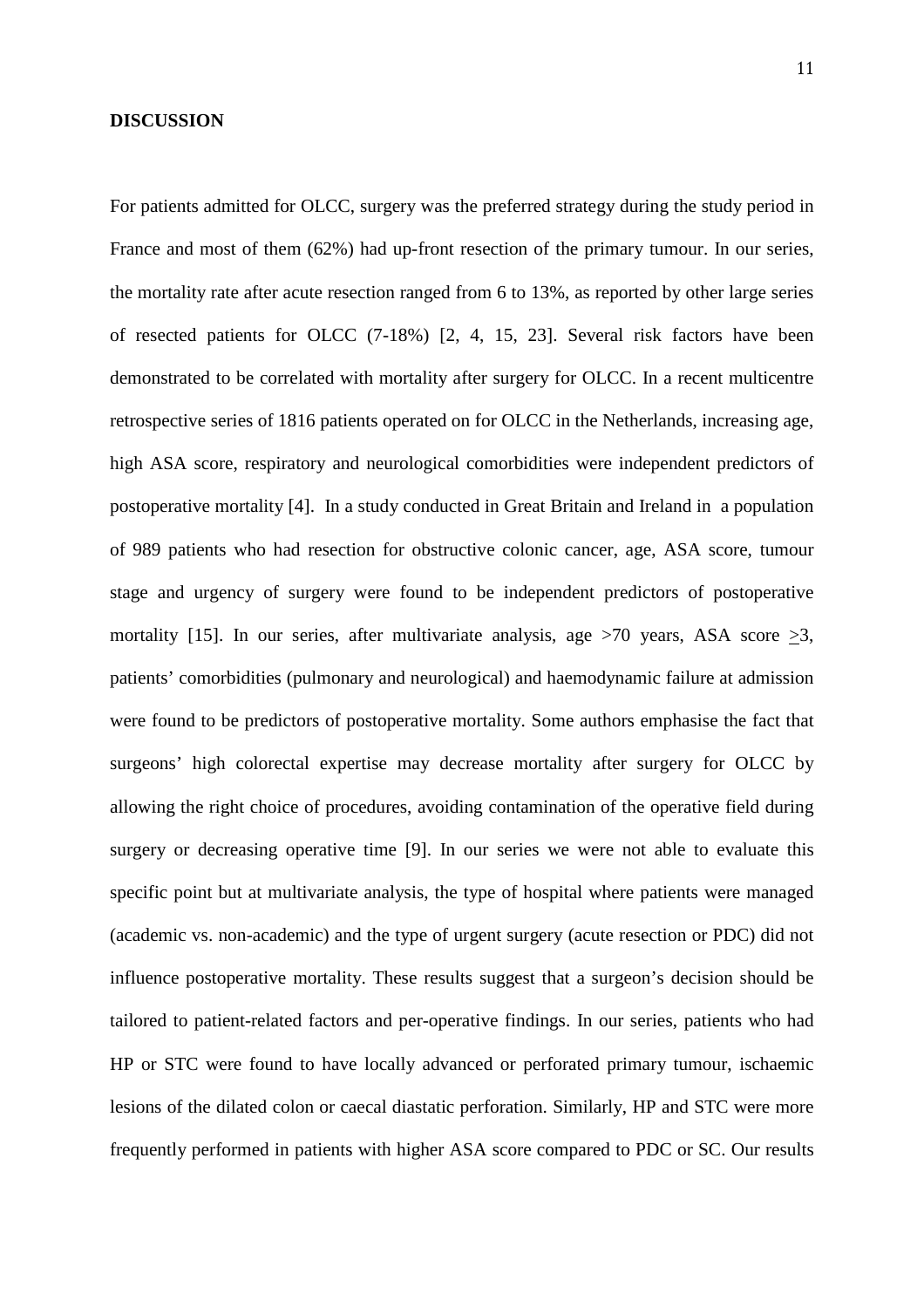**DISCUSSION**

For patients admitted for OLCC, surgery was the preferred strategy during the study period in France and most of them (62%) had up-front resection of the primary tumour. In our series, the mortality rate after acute resection ranged from 6 to 13%, as reported by other large series of resected patients for OLCC (7-18%) [2, 4, 15, 23]. Several risk factors have been demonstrated to be correlated with mortality after surgery for OLCC. In a recent multicentre retrospective series of 1816 patients operated on for OLCC in the Netherlands, increasing age, high ASA score, respiratory and neurological comorbidities were independent predictors of postoperative mortality [4]. In a study conducted in Great Britain and Ireland in a population of 989 patients who had resection for obstructive colonic cancer, age, ASA score, tumour stage and urgency of surgery were found to be independent predictors of postoperative mortality [15]. In our series, after multivariate analysis, age >70 years, ASA score ≥3, patients' comorbidities (pulmonary and neurological) and haemodynamic failure at admission were found to be predictors of postoperative mortality. Some authors emphasise the fact that surgeons' high colorectal expertise may decrease mortality after surgery for OLCC by allowing the right choice of procedures, avoiding contamination of the operative field during surgery or decreasing operative time [9]. In our series we were not able to evaluate this specific point but at multivariate analysis, the type of hospital where patients were managed (academic vs. non-academic) and the type of urgent surgery (acute resection or PDC) did not influence postoperative mortality. These results suggest that a surgeon's decision should be tailored to patient-related factors and per-operative findings. In our series, patients who had HP or STC were found to have locally advanced or perforated primary tumour, ischaemic lesions of the dilated colon or caecal diastatic perforation. Similarly, HP and STC were more frequently performed in patients with higher ASA score compared to PDC or SC. Our results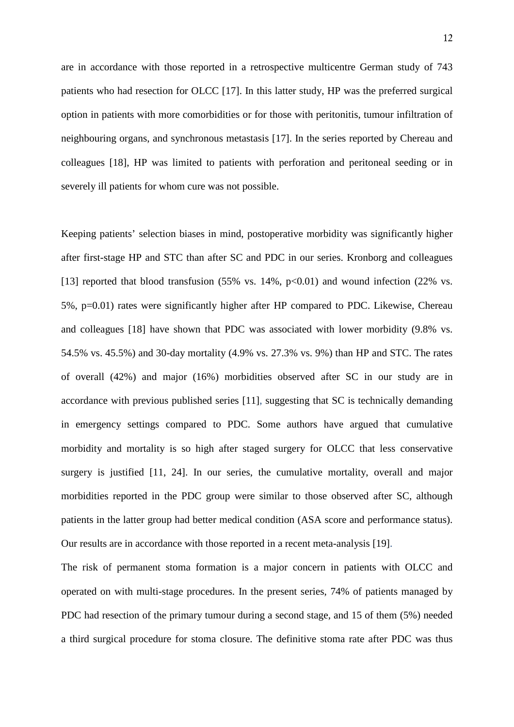are in accordance with those reported in a retrospective multicentre German study of 743 patients who had resection for OLCC [17]. In this latter study, HP was the preferred surgical option in patients with more comorbidities or for those with peritonitis, tumour infiltration of neighbouring organs, and synchronous metastasis [17]. In the series reported by Chereau and colleagues [18], HP was limited to patients with perforation and peritoneal seeding or in severely ill patients for whom cure was not possible.

Keeping patients' selection biases in mind, postoperative morbidity was significantly higher after first-stage HP and STC than after SC and PDC in our series. Kronborg and colleagues [13] reported that blood transfusion (55% vs. 14%, $p<0.01$) and wound infection (22% vs. 5%, $p=0.01$) rates were significantly higher after HP compared to PDC. Likewise, Chereau and colleagues [18] have shown that PDC was associated with lower morbidity (9.8% vs. 54.5% vs. 45.5%) and 30-day mortality (4.9% vs. 27.3% vs. 9%) than HP and STC. The rates of overall (42%) and major (16%) morbidities observed after SC in our study are in accordance with previous published series [11], suggesting that SC is technically demanding in emergency settings compared to PDC. Some authors have argued that cumulative morbidity and mortality is so high after staged surgery for OLCC that less conservative surgery is justified [11, 24]. In our series, the cumulative mortality, overall and major morbidities reported in the PDC group were similar to those observed after SC, although patients in the latter group had better medical condition (ASA score and performance status). Our results are in accordance with those reported in a recent meta-analysis [19].

The risk of permanent stoma formation is a major concern in patients with OLCC and operated on with multi-stage procedures. In the present series, 74% of patients managed by PDC had resection of the primary tumour during a second stage, and 15 of them (5%) needed a third surgical procedure for stoma closure. The definitive stoma rate after PDC was thus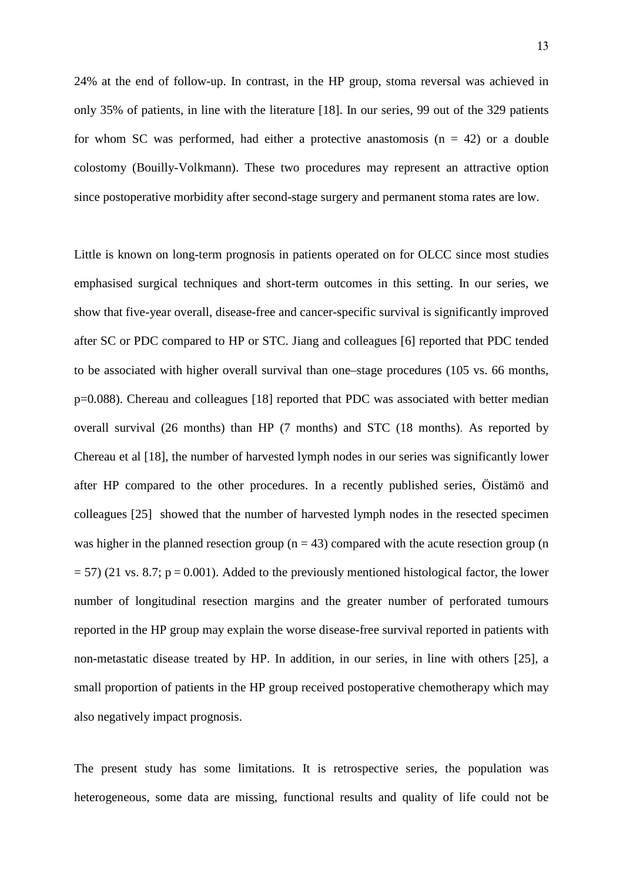24% at the end of follow-up. In contrast, in the HP group, stoma reversal was achieved in only 35% of patients, in line with the literature [18]. In our series, 99 out of the 329 patients for whom SC was performed, had either a protective anastomosis (n = 42) or a double colostomy (Bouilly-Volkmann). These two procedures may represent an attractive option since postoperative morbidity after second-stage surgery and permanent stoma rates are low.

Little is known on long-term prognosis in patients operated on for OLCC since most studies emphasised surgical techniques and short-term outcomes in this setting. In our series, we show that five-year overall, disease-free and cancer-specific survival is significantly improved after SC or PDC compared to HP or STC. Jiang and colleagues [6] reported that PDC tended to be associated with higher overall survival than one–stage procedures (105 vs. 66 months, p=0.088). Chereau and colleagues [18] reported that PDC was associated with better median overall survival (26 months) than HP (7 months) and STC (18 months). As reported by Chereau et al [18], the number of harvested lymph nodes in our series was significantly lower after HP compared to the other procedures. In a recently published series, Öistämö and colleagues [25] showed that the number of harvested lymph nodes in the resected specimen was higher in the planned resection group (n = 43) compared with the acute resection group (n = 57) (21 vs. 8.7; p = 0.001). Added to the previously mentioned histological factor, the lower number of longitudinal resection margins and the greater number of perforated tumours reported in the HP group may explain the worse disease-free survival reported in patients with non-metastatic disease treated by HP. In addition, in our series, in line with others [25], a small proportion of patients in the HP group received postoperative chemotherapy which may also negatively impact prognosis.

The present study has some limitations. It is retrospective series, the population was heterogeneous, some data are missing, functional results and quality of life could not be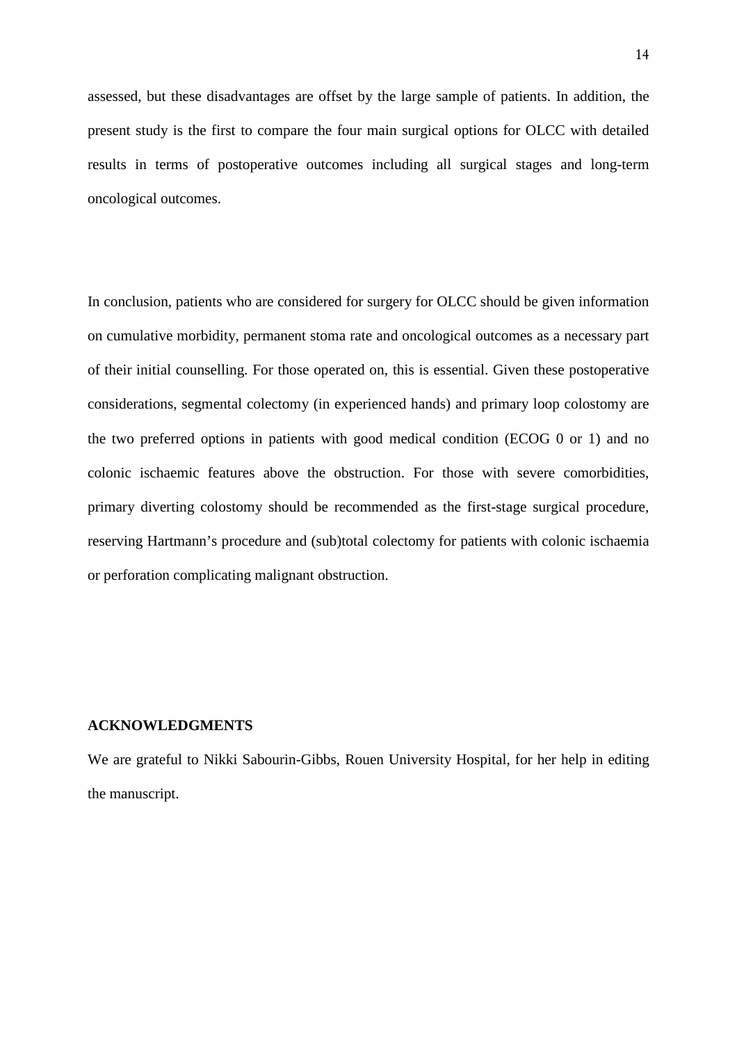assessed, but these disadvantages are offset by the large sample of patients. In addition, the present study is the first to compare the four main surgical options for OLCC with detailed results in terms of postoperative outcomes including all surgical stages and long-term oncological outcomes.

In conclusion, patients who are considered for surgery for OLCC should be given information on cumulative morbidity, permanent stoma rate and oncological outcomes as a necessary part of their initial counselling. For those operated on, this is essential. Given these postoperative considerations, segmental colectomy (in experienced hands) and primary loop colostomy are the two preferred options in patients with good medical condition (ECOG 0 or 1) and no colonic ischaemic features above the obstruction. For those with severe comorbidities, primary diverting colostomy should be recommended as the first-stage surgical procedure, reserving Hartmann's procedure and (sub)total colectomy for patients with colonic ischaemia or perforation complicating malignant obstruction.

## ACKNOWLEDGMENTS

We are grateful to Nikki Sabourin-Gibbs, Rouen University Hospital, for her help in editing the manuscript.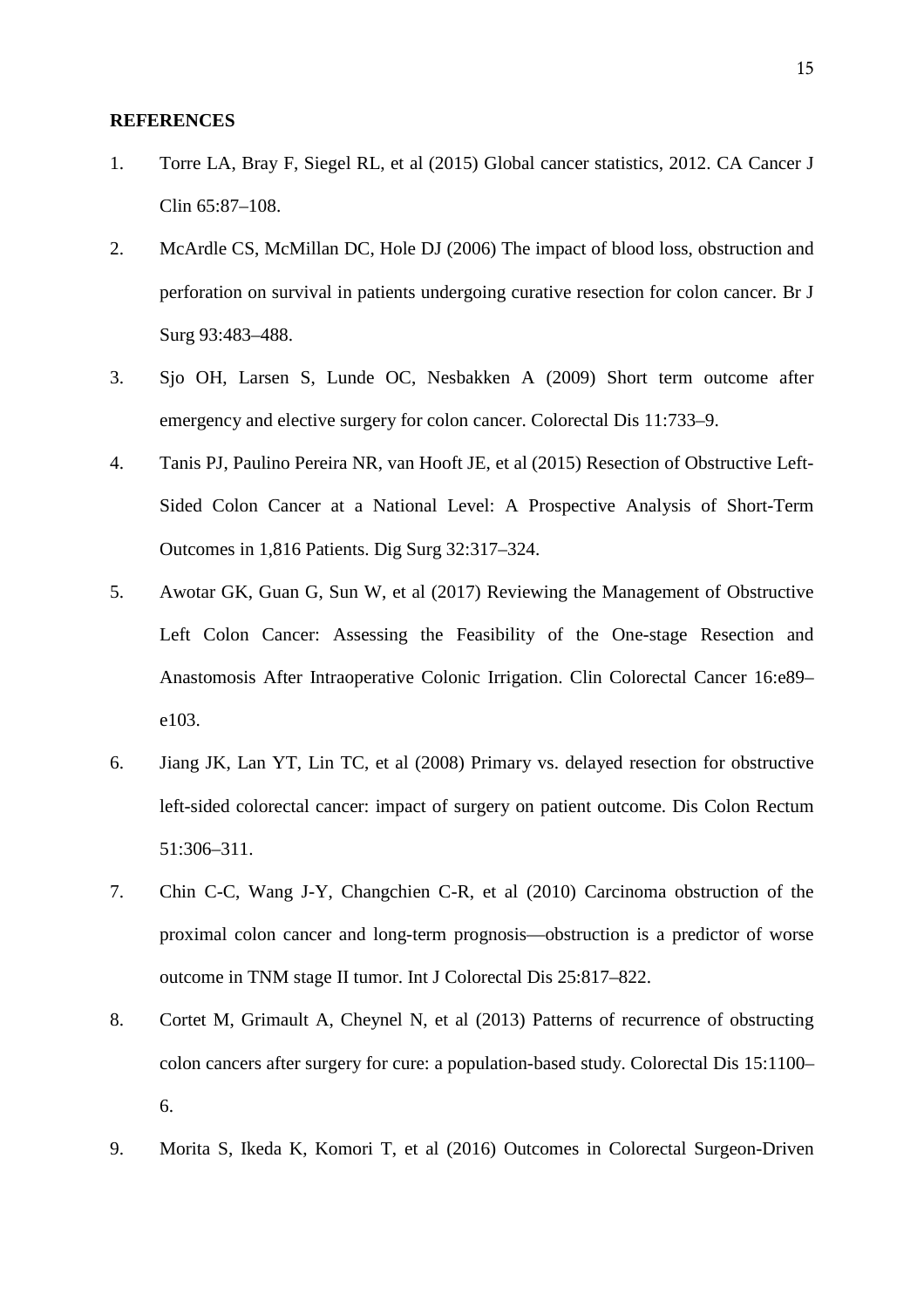**REFERENCES**

1. Torre LA, Bray F, Siegel RL, et al (2015) Global cancer statistics, 2012. CA Cancer J Clin 65:87–108.
2. McArdle CS, McMillan DC, Hole DJ (2006) The impact of blood loss, obstruction and perforation on survival in patients undergoing curative resection for colon cancer. Br J Surg 93:483–488.
3. Sjo OH, Larsen S, Lunde OC, Nesbakken A (2009) Short term outcome after emergency and elective surgery for colon cancer. Colorectal Dis 11:733–9.
4. Tanis PJ, Paulino Pereira NR, van Hooft JE, et al (2015) Resection of Obstructive Left-Sided Colon Cancer at a National Level: A Prospective Analysis of Short-Term Outcomes in 1,816 Patients. Dig Surg 32:317–324.
5. Awotar GK, Guan G, Sun W, et al (2017) Reviewing the Management of Obstructive Left Colon Cancer: Assessing the Feasibility of the One-stage Resection and Anastomosis After Intraoperative Colonic Irrigation. Clin Colorectal Cancer 16:e89–e103.
6. Jiang JK, Lan YT, Lin TC, et al (2008) Primary vs. delayed resection for obstructive left-sided colorectal cancer: impact of surgery on patient outcome. Dis Colon Rectum 51:306–311.
7. Chin C-C, Wang J-Y, Changchien C-R, et al (2010) Carcinoma obstruction of the proximal colon cancer and long-term prognosis—obstruction is a predictor of worse outcome in TNM stage II tumor. Int J Colorectal Dis 25:817–822.
8. Cortet M, Grimault A, Cheynel N, et al (2013) Patterns of recurrence of obstructing colon cancers after surgery for cure: a population-based study. Colorectal Dis 15:1100–6.
9. Morita S, Ikeda K, Komori T, et al (2016) Outcomes in Colorectal Surgeon-Driven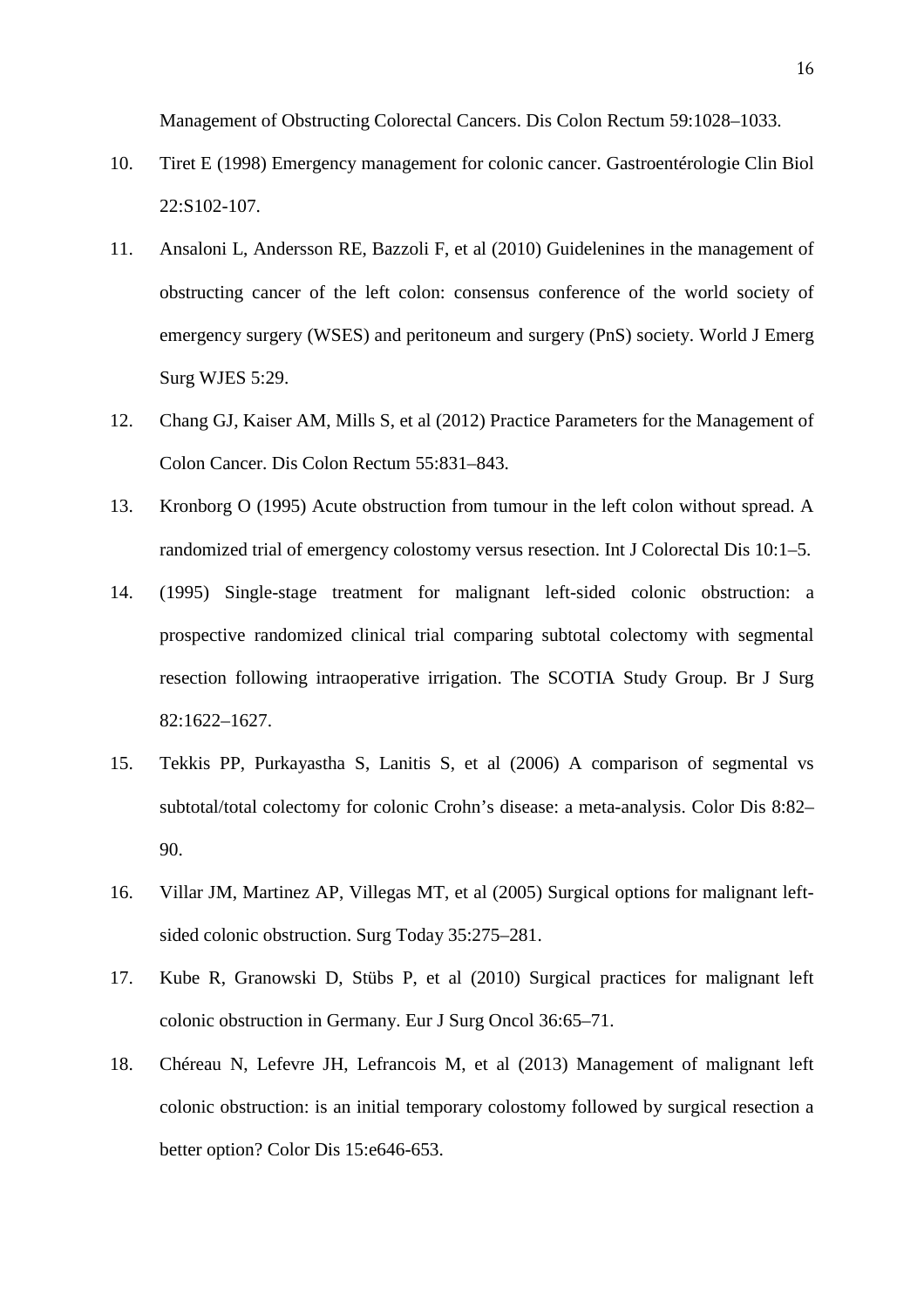Management of Obstructing Colorectal Cancers. Dis Colon Rectum 59:1028–1033.

10. Tiret E (1998) Emergency management for colonic cancer. Gastroentérologie Clin Biol 22:S102-107.

11. Ansaloni L, Andersson RE, Bazzoli F, et al (2010) Guidelenines in the management of obstructing cancer of the left colon: consensus conference of the world society of emergency surgery (WSES) and peritoneum and surgery (PnS) society. World J Emerg Surg WJES 5:29.

12. Chang GJ, Kaiser AM, Mills S, et al (2012) Practice Parameters for the Management of Colon Cancer. Dis Colon Rectum 55:831–843.

13. Kronborg O (1995) Acute obstruction from tumour in the left colon without spread. A randomized trial of emergency colostomy versus resection. Int J Colorectal Dis 10:1–5.

14. (1995) Single-stage treatment for malignant left-sided colonic obstruction: a prospective randomized clinical trial comparing subtotal colectomy with segmental resection following intraoperative irrigation. The SCOTIA Study Group. Br J Surg 82:1622–1627.

15. Tekkis PP, Purkayastha S, Lanitis S, et al (2006) A comparison of segmental vs subtotal/total colectomy for colonic Crohn's disease: a meta-analysis. Color Dis 8:82–90.

16. Villar JM, Martinez AP, Villegas MT, et al (2005) Surgical options for malignant left-sided colonic obstruction. Surg Today 35:275–281.

17. Kube R, Granowski D, Stübs P, et al (2010) Surgical practices for malignant left colonic obstruction in Germany. Eur J Surg Oncol 36:65–71.

18. Chéreau N, Lefevre JH, Lefrancois M, et al (2013) Management of malignant left colonic obstruction: is an initial temporary colostomy followed by surgical resection a better option? Color Dis 15:e646-653.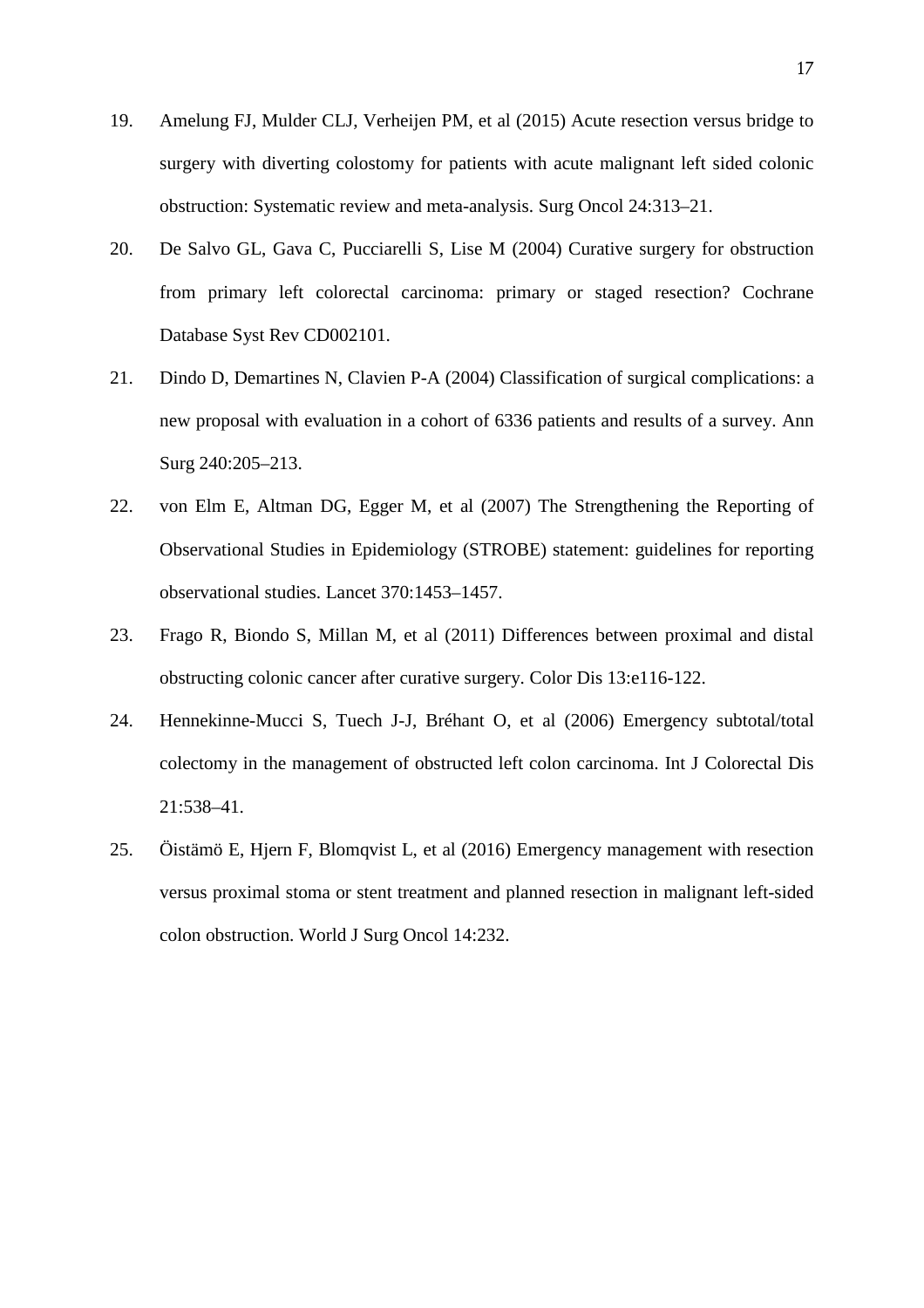19. Amelung FJ, Mulder CLJ, Verheijen PM, et al (2015) Acute resection versus bridge to surgery with diverting colostomy for patients with acute malignant left sided colonic obstruction: Systematic review and meta-analysis. Surg Oncol 24:313–21.
20. De Salvo GL, Gava C, Pucciarelli S, Lise M (2004) Curative surgery for obstruction from primary left colorectal carcinoma: primary or staged resection? Cochrane Database Syst Rev CD002101.
21. Dindo D, Demartines N, Clavien P-A (2004) Classification of surgical complications: a new proposal with evaluation in a cohort of 6336 patients and results of a survey. Ann Surg 240:205–213.
22. von Elm E, Altman DG, Egger M, et al (2007) The Strengthening the Reporting of Observational Studies in Epidemiology (STROBE) statement: guidelines for reporting observational studies. Lancet 370:1453–1457.
23. Frago R, Biondo S, Millan M, et al (2011) Differences between proximal and distal obstructing colonic cancer after curative surgery. Color Dis 13:e116-122.
24. Hennekinne-Mucci S, Tuech J-J, Bréhant O, et al (2006) Emergency subtotal/total colectomy in the management of obstructed left colon carcinoma. Int J Colorectal Dis 21:538–41.
25. Öistämö E, Hjern F, Blomqvist L, et al (2016) Emergency management with resection versus proximal stoma or stent treatment and planned resection in malignant left-sided colon obstruction. World J Surg Oncol 14:232.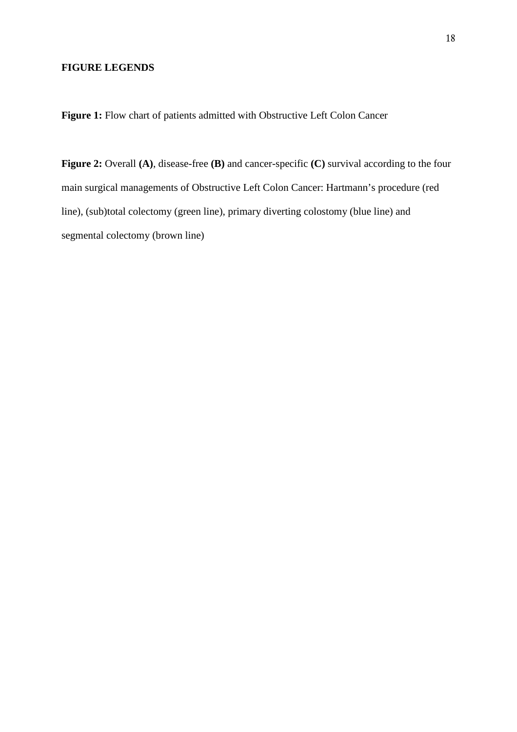**FIGURE LEGENDS**

**Figure 1:** Flow chart of patients admitted with Obstructive Left Colon Cancer

**Figure 2:** Overall **(A)**, disease-free **(B)** and cancer-specific **(C)** survival according to the four main surgical managements of Obstructive Left Colon Cancer: Hartmann's procedure (red line), (sub)total colectomy (green line), primary diverting colostomy (blue line) and segmental colectomy (brown line)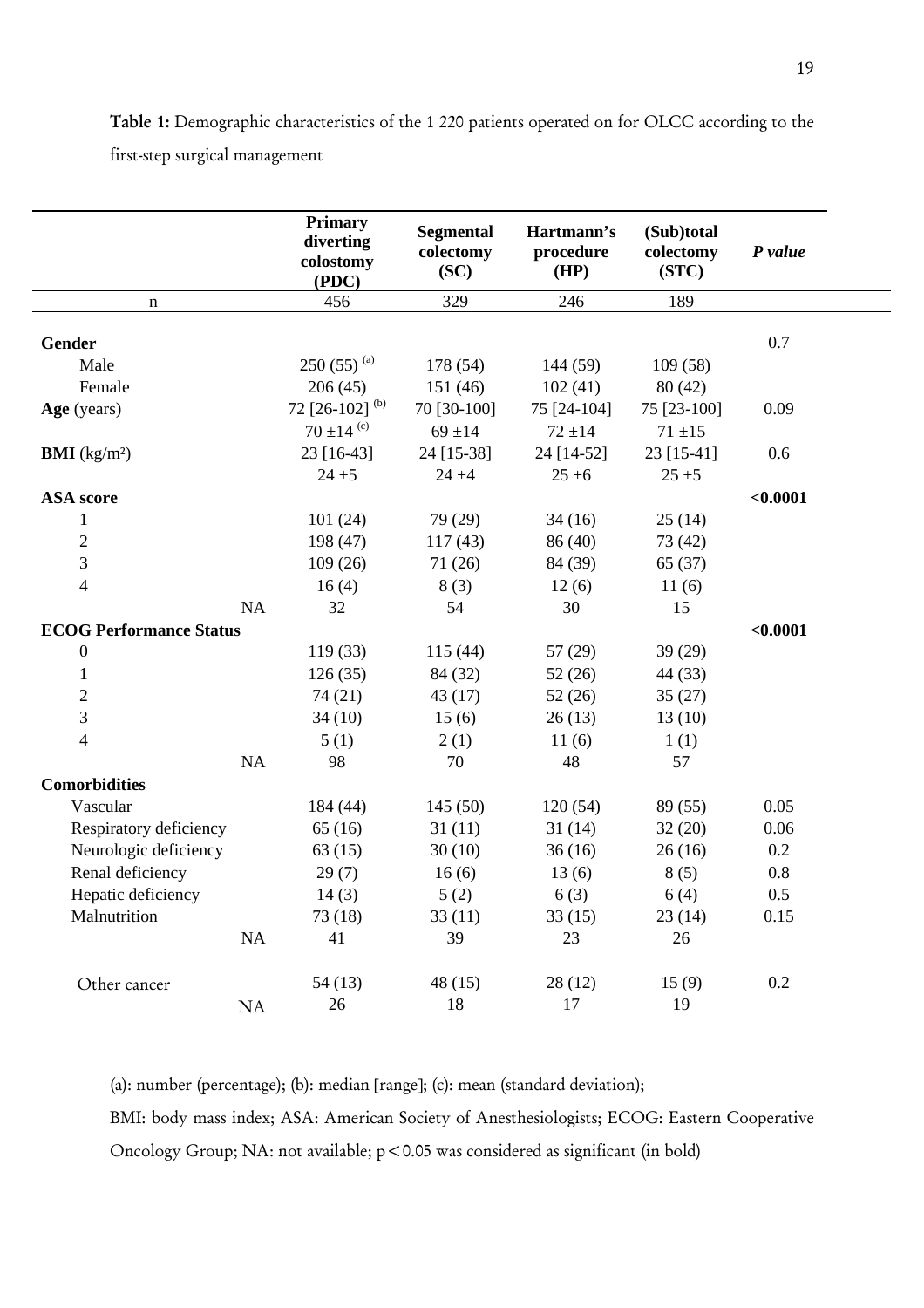**Table 1:** Demographic characteristics of the 1 220 patients operated on for OLCC according to the first-step surgical management

| | Primary diverting colostomy (PDC) | Segmental colectomy (SC) | Hartmann's procedure (HP) | (Sub)total colectomy (STC) | *P value* |
|---|---|---|---|---|---|
| n | 456 | 329 | 246 | 189 | |
| **Gender** | | | | | 0.7 |
| Male | 250 (55) [(a)] | 178 (54) | 144 (59) | 109 (58) | |
| Female | 206 (45) | 151 (46) | 102 (41) | 80 (42) | |
| **Age** (years) | 72 [26-102] [(b)] | 70 [30-100] | 75 [24-104] | 75 [23-100] | 0.09 |
| | 70 ±14 [(c)] | 69 ±14 | 72 ±14 | 71 ±15 | |
| **BMI** (kg/m²) | 23 [16-43] | 24 [15-38] | 24 [14-52] | 23 [15-41] | 0.6 |
| | 24 ±5 | 24 ±4 | 25 ±6 | 25 ±5 | |
| **ASA score** | | | | | **<0.0001** |
| 1 | 101 (24) | 79 (29) | 34 (16) | 25 (14) | |
| 2 | 198 (47) | 117 (43) | 86 (40) | 73 (42) | |
| 3 | 109 (26) | 71 (26) | 84 (39) | 65 (37) | |
| 4 | 16 (4) | 8 (3) | 12 (6) | 11 (6) | |
| NA | 32 | 54 | 30 | 15 | |
| **ECOG Performance Status** | | | | | **<0.0001** |
| 0 | 119 (33) | 115 (44) | 57 (29) | 39 (29) | |
| 1 | 126 (35) | 84 (32) | 52 (26) | 44 (33) | |
| 2 | 74 (21) | 43 (17) | 52 (26) | 35 (27) | |
| 3 | 34 (10) | 15 (6) | 26 (13) | 13 (10) | |
| 4 | 5 (1) | 2 (1) | 11 (6) | 1 (1) | |
| NA | 98 | 70 | 48 | 57 | |
| **Comorbidities** | | | | | |
| Vascular | 184 (44) | 145 (50) | 120 (54) | 89 (55) | 0.05 |
| Respiratory deficiency | 65 (16) | 31 (11) | 31 (14) | 32 (20) | 0.06 |
| Neurologic deficiency | 63 (15) | 30 (10) | 36 (16) | 26 (16) | 0.2 |
| Renal deficiency | 29 (7) | 16 (6) | 13 (6) | 8 (5) | 0.8 |
| Hepatic deficiency | 14 (3) | 5 (2) | 6 (3) | 6 (4) | 0.5 |
| Malnutrition | 73 (18) | 33 (11) | 33 (15) | 23 (14) | 0.15 |
| NA | 41 | 39 | 23 | 26 | |
| Other cancer | 54 (13) | 48 (15) | 28 (12) | 15 (9) | 0.2 |
| NA | 26 | 18 | 17 | 19 | |

(a): number (percentage); (b): median [range]; (c): mean (standard deviation);

BMI: body mass index; ASA: American Society of Anesthesiologists; ECOG: Eastern Cooperative Oncology Group; NA: not available; $p<0.05$ was considered as significant (in bold)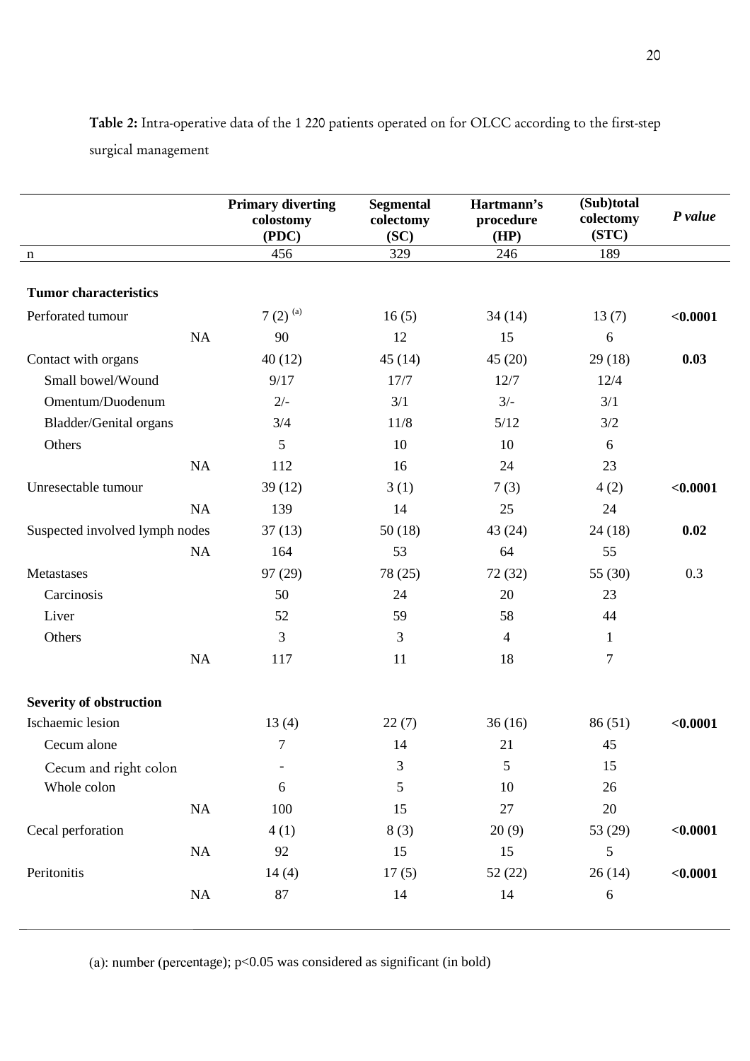**Table 2:** Intra-operative data of the 1 220 patients operated on for OLCC according to the first-step surgical management

| | **Primary diverting colostomy (PDC)** | **Segmental colectomy (SC)** | **Hartmann's procedure (HP)** | **(Sub)total colectomy (STC)** | ***P value*** |
|---|---|---|---|---|---|
| n | 456 | 329 | 246 | 189 | |
| **Tumor characteristics** | | | | | |
| Perforated tumour | 7 (2) [(a)] | 16 (5) | 34 (14) | 13 (7) | **<0.0001** |
| NA | 90 | 12 | 15 | 6 | |
| Contact with organs | 40 (12) | 45 (14) | 45 (20) | 29 (18) | **0.03** |
| Small bowel/Wound | 9/17 | 17/7 | 12/7 | 12/4 | |
| Omentum/Duodenum | 2/- | 3/1 | 3/- | 3/1 | |
| Bladder/Genital organs | 3/4 | 11/8 | 5/12 | 3/2 | |
| Others | 5 | 10 | 10 | 6 | |
| NA | 112 | 16 | 24 | 23 | |
| Unresectable tumour | 39 (12) | 3 (1) | 7 (3) | 4 (2) | **<0.0001** |
| NA | 139 | 14 | 25 | 24 | |
| Suspected involved lymph nodes | 37 (13) | 50 (18) | 43 (24) | 24 (18) | **0.02** |
| NA | 164 | 53 | 64 | 55 | |
| Metastases | 97 (29) | 78 (25) | 72 (32) | 55 (30) | 0.3 |
| Carcinosis | 50 | 24 | 20 | 23 | |
| Liver | 52 | 59 | 58 | 44 | |
| Others | 3 | 3 | 4 | 1 | |
| NA | 117 | 11 | 18 | 7 | |
| **Severity of obstruction** | | | | | |
| Ischaemic lesion | 13 (4) | 22 (7) | 36 (16) | 86 (51) | **<0.0001** |
| Cecum alone | 7 | 14 | 21 | 45 | |
| Cecum and right colon | - | 3 | 5 | 15 | |
| Whole colon | 6 | 5 | 10 | 26 | |
| NA | 100 | 15 | 27 | 20 | |
| Cecal perforation | 4 (1) | 8 (3) | 20 (9) | 53 (29) | **<0.0001** |
| NA | 92 | 15 | 15 | 5 | |
| Peritonitis | 14 (4) | 17 (5) | 52 (22) | 26 (14) | **<0.0001** |
| NA | 87 | 14 | 14 | 6 | |

(a): number (percentage); p<0.05 was considered as significant (in bold)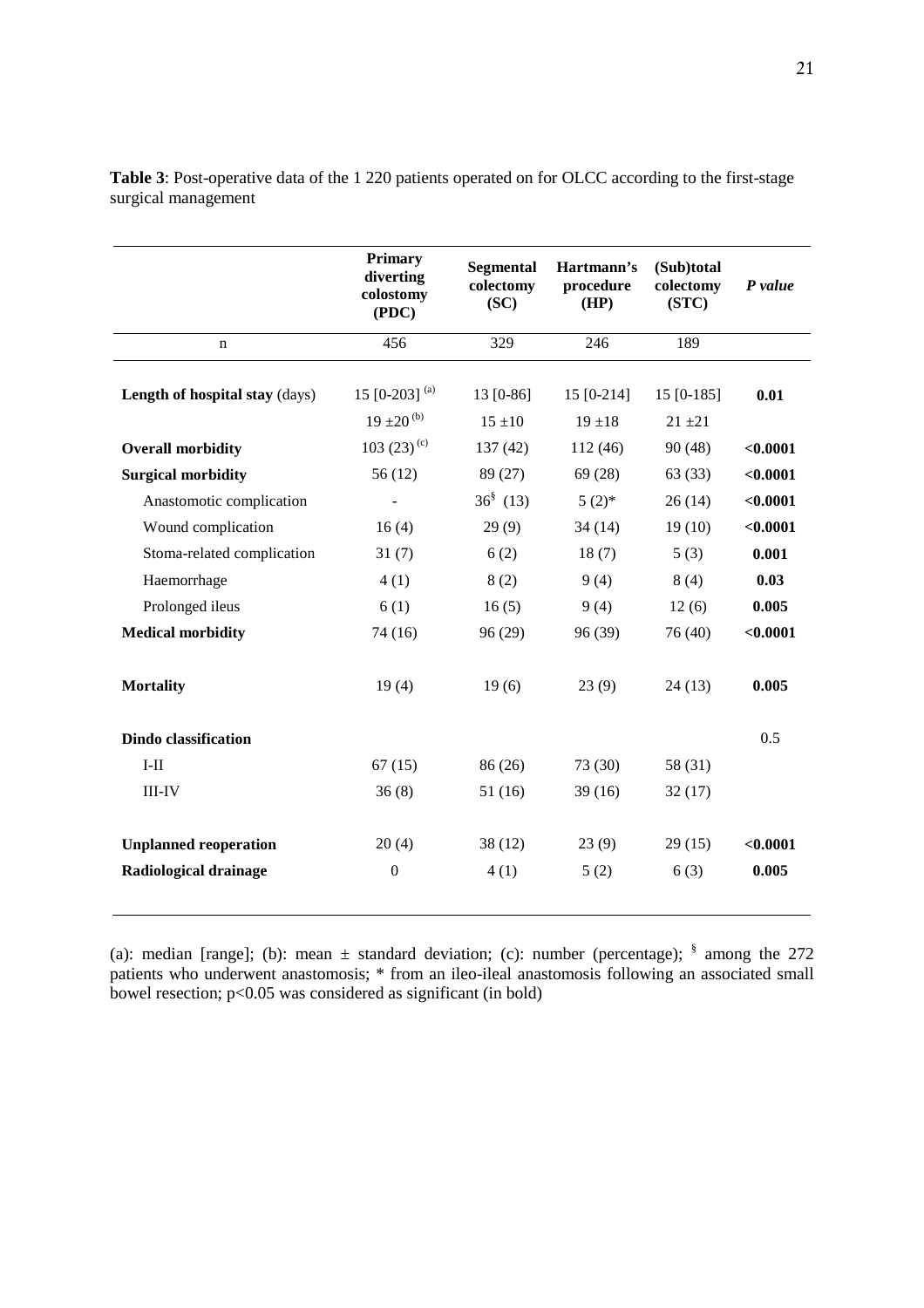**Table 3**: Post-operative data of the 1 220 patients operated on for OLCC according to the first-stage surgical management

| | Primary diverting colostomy (PDC) | Segmental colectomy (SC) | Hartmann's procedure (HP) | (Sub)total colectomy (STC) | *P value* |
|---|---|---|---|---|---|
| n | 456 | 329 | 246 | 189 | |
| **Length of hospital stay** (days) | 15 [0-203] [(a)] | 13 [0-86] | 15 [0-214] | 15 [0-185] | **0.01** |
| | 19 ±20 [(b)] | 15 ±10 | 19 ±18 | 21 ±21 | |
| **Overall morbidity** | 103 (23) [(c)] | 137 (42) | 112 (46) | 90 (48) | **<0.0001** |
| **Surgical morbidity** | 56 (12) | 89 (27) | 69 (28) | 63 (33) | **<0.0001** |
| Anastomotic complication | - | 36[§] (13) | 5 (2)* | 26 (14) | **<0.0001** |
| Wound complication | 16 (4) | 29 (9) | 34 (14) | 19 (10) | **<0.0001** |
| Stoma-related complication | 31 (7) | 6 (2) | 18 (7) | 5 (3) | **0.001** |
| Haemorrhage | 4 (1) | 8 (2) | 9 (4) | 8 (4) | **0.03** |
| Prolonged ileus | 6 (1) | 16 (5) | 9 (4) | 12 (6) | **0.005** |
| **Medical morbidity** | 74 (16) | 96 (29) | 96 (39) | 76 (40) | **<0.0001** |
| **Mortality** | 19 (4) | 19 (6) | 23 (9) | 24 (13) | **0.005** |
| **Dindo classification** | | | | | 0.5 |
| I-II | 67 (15) | 86 (26) | 73 (30) | 58 (31) | |
| III-IV | 36 (8) | 51 (16) | 39 (16) | 32 (17) | |
| **Unplanned reoperation** | 20 (4) | 38 (12) | 23 (9) | 29 (15) | **<0.0001** |
| **Radiological drainage** | 0 | 4 (1) | 5 (2) | 6 (3) | **0.005** |

(a): median [range]; (b): mean ± standard deviation; (c): number (percentage); [§] among the 272 patients who underwent anastomosis; * from an ileo-ileal anastomosis following an associated small bowel resection; $p<0.05$ was considered as significant (in bold)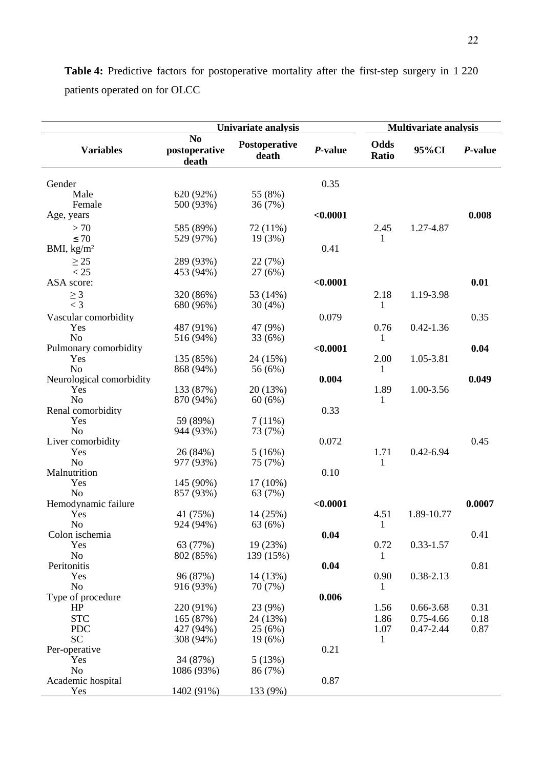**Table 4:** Predictive factors for postoperative mortality after the first-step surgery in 1 220 patients operated on for OLCC

| Variables | Univariate analysis | | | Multivariate analysis | | |
|---|---|---|---|---|---|---|
| | No postoperative death | Postoperative death | *P*-value | Odds Ratio | 95%CI | *P*-value |
| Gender | | | 0.35 | | | |
| Male | 620 (92%) | 55 (8%) | | | | |
| Female | 500 (93%) | 36 (7%) | | | | |
| Age, years | | | **<0.0001** | | | **0.008** |
| > 70 | 585 (89%) | 72 (11%) | | 2.45 | 1.27-4.87 | |
| ≤ 70 | 529 (97%) | 19 (3%) | | 1 | | |
| BMI, kg/m² | | | 0.41 | | | |
| ≥ 25 | 289 (93%) | 22 (7%) | | | | |
| < 25 | 453 (94%) | 27 (6%) | | | | |
| ASA score: | | | **<0.0001** | | | **0.01** |
| ≥ 3 | 320 (86%) | 53 (14%) | | 2.18 | 1.19-3.98 | |
| < 3 | 680 (96%) | 30 (4%) | | 1 | | |
| Vascular comorbidity | | | 0.079 | | | 0.35 |
| Yes | 487 (91%) | 47 (9%) | | 0.76 | 0.42-1.36 | |
| No | 516 (94%) | 33 (6%) | | 1 | | |
| Pulmonary comorbidity | | | **<0.0001** | | | **0.04** |
| Yes | 135 (85%) | 24 (15%) | | 2.00 | 1.05-3.81 | |
| No | 868 (94%) | 56 (6%) | | 1 | | |
| Neurological comorbidity | | | **0.004** | | | **0.049** |
| Yes | 133 (87%) | 20 (13%) | | 1.89 | 1.00-3.56 | |
| No | 870 (94%) | 60 (6%) | | 1 | | |
| Renal comorbidity | | | 0.33 | | | |
| Yes | 59 (89%) | 7 (11%) | | | | |
| No | 944 (93%) | 73 (7%) | | | | |
| Liver comorbidity | | | 0.072 | | | 0.45 |
| Yes | 26 (84%) | 5 (16%) | | 1.71 | 0.42-6.94 | |
| No | 977 (93%) | 75 (7%) | | 1 | | |
| Malnutrition | | | 0.10 | | | |
| Yes | 145 (90%) | 17 (10%) | | | | |
| No | 857 (93%) | 63 (7%) | | | | |
| Hemodynamic failure | | | **<0.0001** | | | **0.0007** |
| Yes | 41 (75%) | 14 (25%) | | 4.51 | 1.89-10.77 | |
| No | 924 (94%) | 63 (6%) | | 1 | | |
| Colon ischemia | | | **0.04** | | | 0.41 |
| Yes | 63 (77%) | 19 (23%) | | 0.72 | 0.33-1.57 | |
| No | 802 (85%) | 139 (15%) | | 1 | | |
| Peritonitis | | | **0.04** | | | 0.81 |
| Yes | 96 (87%) | 14 (13%) | | 0.90 | 0.38-2.13 | |
| No | 916 (93%) | 70 (7%) | | 1 | | |
| Type of procedure | | | **0.006** | | | |
| HP | 220 (91%) | 23 (9%) | | 1.56 | 0.66-3.68 | 0.31 |
| STC | 165 (87%) | 24 (13%) | | 1.86 | 0.75-4.66 | 0.18 |
| PDC | 427 (94%) | 25 (6%) | | 1.07 | 0.47-2.44 | 0.87 |
| SC | 308 (94%) | 19 (6%) | | 1 | | |
| Per-operative | | | 0.21 | | | |
| Yes | 34 (87%) | 5 (13%) | | | | |
| No | 1086 (93%) | 86 (7%) | | | | |
| Academic hospital | | | 0.87 | | | |
| Yes | 1402 (91%) | 133 (9%) | | | | |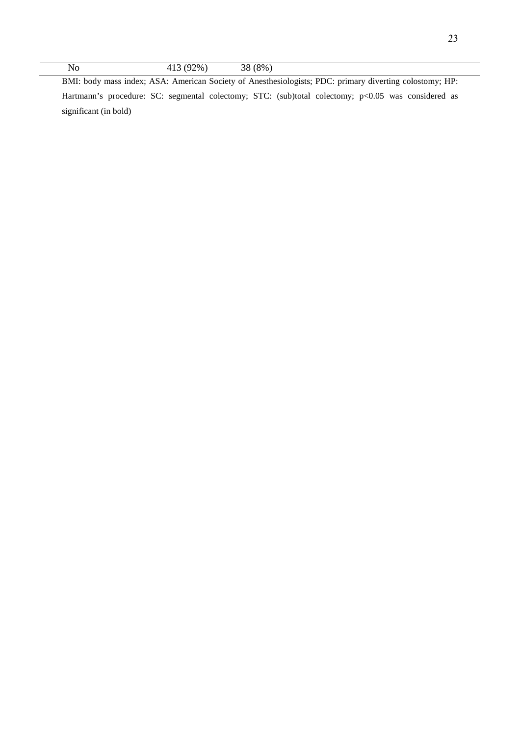| | | |
|---|---|---|
| No | 413 (92%) | 38 (8%) |

BMI: body mass index; ASA: American Society of Anesthesiologists; PDC: primary diverting colostomy; HP: Hartmann's procedure: SC: segmental colectomy; STC: (sub)total colectomy; $p<0.05$ was considered as significant (in bold)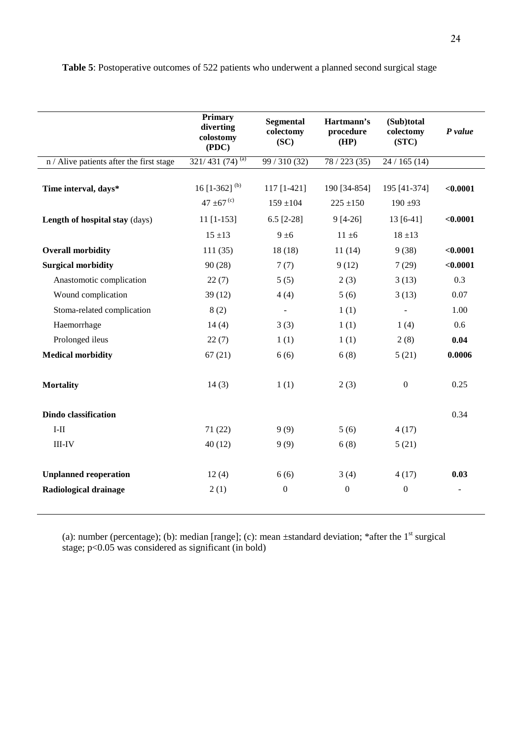**Table 5**: Postoperative outcomes of 522 patients who underwent a planned second surgical stage

| | Primary diverting colostomy (PDC) | Segmental colectomy (SC) | Hartmann's procedure (HP) | (Sub)total colectomy (STC) | *P value* |
|---|---|---|---|---|---|
| n / Alive patients after the first stage | 321/ 431 (74) [(a)] | 99 / 310 (32) | 78 / 223 (35) | 24 / 165 (14) | |
| **Time interval, days*** | 16 [1-362] [(b)] | 117 [1-421] | 190 [34-854] | 195 [41-374] | **<0.0001** |
| | 47 ±67 [(c)] | 159 ±104 | 225 ±150 | 190 ±93 | |
| **Length of hospital stay** (days) | 11 [1-153] | 6.5 [2-28] | 9 [4-26] | 13 [6-41] | **<0.0001** |
| | 15 ±13 | 9 ±6 | 11 ±6 | 18 ±13 | |
| **Overall morbidity** | 111 (35) | 18 (18) | 11 (14) | 9 (38) | **<0.0001** |
| **Surgical morbidity** | 90 (28) | 7 (7) | 9 (12) | 7 (29) | **<0.0001** |
| Anastomotic complication | 22 (7) | 5 (5) | 2 (3) | 3 (13) | 0.3 |
| Wound complication | 39 (12) | 4 (4) | 5 (6) | 3 (13) | 0.07 |
| Stoma-related complication | 8 (2) | - | 1 (1) | - | 1.00 |
| Haemorrhage | 14 (4) | 3 (3) | 1 (1) | 1 (4) | 0.6 |
| Prolonged ileus | 22 (7) | 1 (1) | 1 (1) | 2 (8) | **0.04** |
| **Medical morbidity** | 67 (21) | 6 (6) | 6 (8) | 5 (21) | **0.0006** |
| **Mortality** | 14 (3) | 1 (1) | 2 (3) | 0 | 0.25 |
| **Dindo classification** | | | | | 0.34 |
| I-II | 71 (22) | 9 (9) | 5 (6) | 4 (17) | |
| III-IV | 40 (12) | 9 (9) | 6 (8) | 5 (21) | |
| **Unplanned reoperation** | 12 (4) | 6 (6) | 3 (4) | 4 (17) | **0.03** |
| **Radiological drainage** | 2 (1) | 0 | 0 | 0 | - |

(a): number (percentage); (b): median [range]; (c): mean ±standard deviation; *after the 1st surgical stage; p<0.05 was considered as significant (in bold)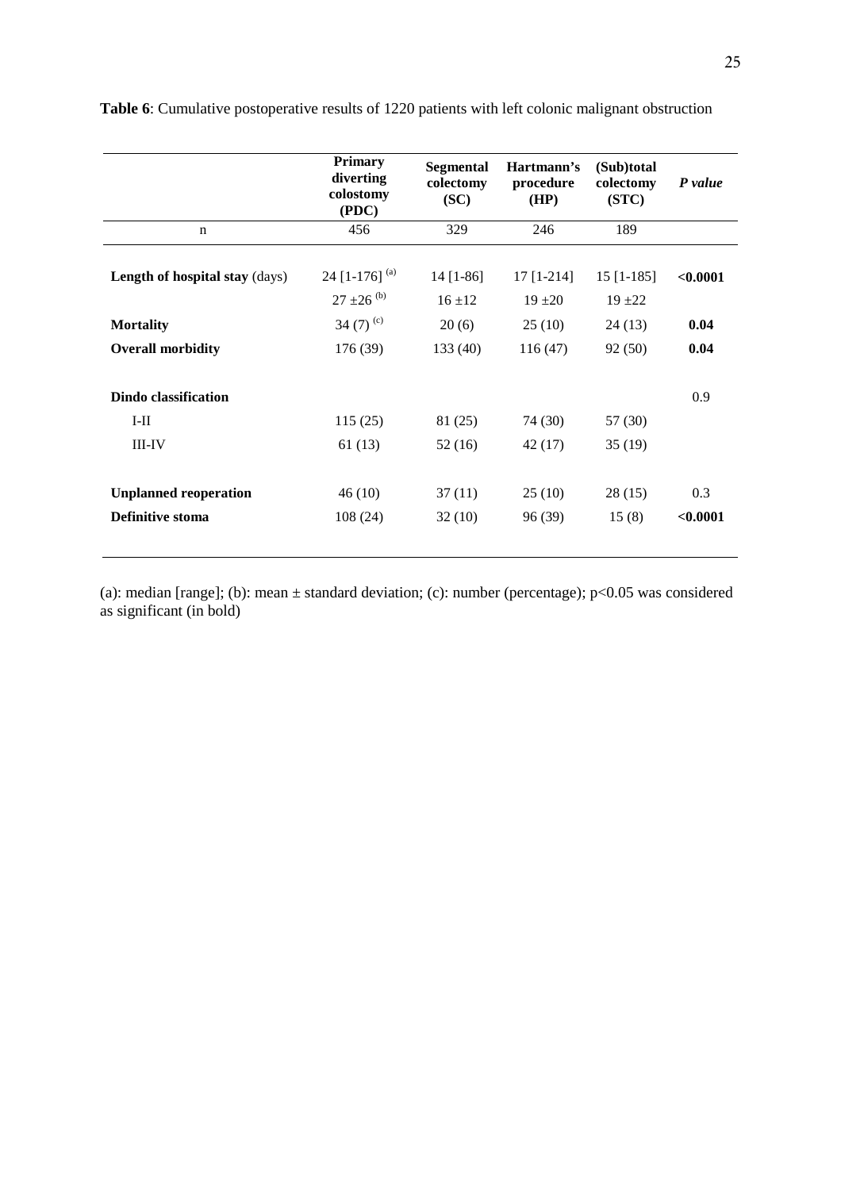**Table 6**: Cumulative postoperative results of 1220 patients with left colonic malignant obstruction

| | Primary diverting colostomy (PDC) | Segmental colectomy (SC) | Hartmann's procedure (HP) | (Sub)total colectomy (STC) | *P value* |
|---|---|---|---|---|---|
| n | 456 | 329 | 246 | 189 | |
| **Length of hospital stay** (days) | 24 [1-176] (a) | 14 [1-86] | 17 [1-214] | 15 [1-185] | **<0.0001** |
| | 27 ±26 (b) | 16 ±12 | 19 ±20 | 19 ±22 | |
| **Mortality** | 34 (7) (c) | 20 (6) | 25 (10) | 24 (13) | **0.04** |
| **Overall morbidity** | 176 (39) | 133 (40) | 116 (47) | 92 (50) | **0.04** |
| **Dindo classification** | | | | | 0.9 |
| I-II | 115 (25) | 81 (25) | 74 (30) | 57 (30) | |
| III-IV | 61 (13) | 52 (16) | 42 (17) | 35 (19) | |
| **Unplanned reoperation** | 46 (10) | 37 (11) | 25 (10) | 28 (15) | 0.3 |
| **Definitive stoma** | 108 (24) | 32 (10) | 96 (39) | 15 (8) | **<0.0001** |

(a): median [range]; (b): mean ± standard deviation; (c): number (percentage); p<0.05 was considered as significant (in bold)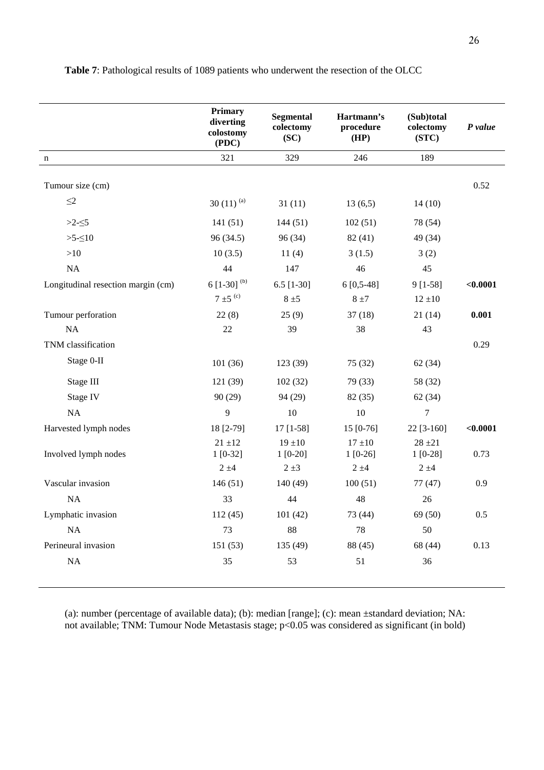**Table 7**: Pathological results of 1089 patients who underwent the resection of the OLCC

| | **Primary diverting colostomy (PDC)** | **Segmental colectomy (SC)** | **Hartmann's procedure (HP)** | **(Sub)total colectomy (STC)** | ***P value*** |
|---|---|---|---|---|---|
| n | 321 | 329 | 246 | 189 | |
| Tumour size (cm) | | | | | 0.52 |
| ≤2 | 30 (11) [(a)] | 31 (11) | 13 (6,5) | 14 (10) | |
| >2-≤5 | 141 (51) | 144 (51) | 102 (51) | 78 (54) | |
| >5-≤10 | 96 (34.5) | 96 (34) | 82 (41) | 49 (34) | |
| >10 | 10 (3.5) | 11 (4) | 3 (1.5) | 3 (2) | |
| NA | 44 | 147 | 46 | 45 | |
| Longitudinal resection margin (cm) | 6 [1-30] [(b)] | 6.5 [1-30] | 6 [0,5-48] | 9 [1-58] | **<0.0001** |
| | 7 ±5 [(c)] | 8 ±5 | 8 ±7 | 12 ±10 | |
| Tumour perforation | 22 (8) | 25 (9) | 37 (18) | 21 (14) | **0.001** |
| NA | 22 | 39 | 38 | 43 | |
| TNM classification | | | | | 0.29 |
| Stage 0-II | 101 (36) | 123 (39) | 75 (32) | 62 (34) | |
| Stage III | 121 (39) | 102 (32) | 79 (33) | 58 (32) | |
| Stage IV | 90 (29) | 94 (29) | 82 (35) | 62 (34) | |
| NA | 9 | 10 | 10 | 7 | |
| Harvested lymph nodes | 18 [2-79] | 17 [1-58] | 15 [0-76] | 22 [3-160] | **<0.0001** |
| | 21 ±12 | 19 ±10 | 17 ±10 | 28 ±21 | |
| Involved lymph nodes | 1 [0-32] | 1 [0-20] | 1 [0-26] | 1 [0-28] | 0.73 |
| | 2 ±4 | 2 ±3 | 2 ±4 | 2 ±4 | |
| Vascular invasion | 146 (51) | 140 (49) | 100 (51) | 77 (47) | 0.9 |
| NA | 33 | 44 | 48 | 26 | |
| Lymphatic invasion | 112 (45) | 101 (42) | 73 (44) | 69 (50) | 0.5 |
| NA | 73 | 88 | 78 | 50 | |
| Perineural invasion | 151 (53) | 135 (49) | 88 (45) | 68 (44) | 0.13 |
| NA | 35 | 53 | 51 | 36 | |

(a): number (percentage of available data); (b): median [range]; (c): mean ±standard deviation; NA: not available; TNM: Tumour Node Metastasis stage; p<0.05 was considered as significant (in bold)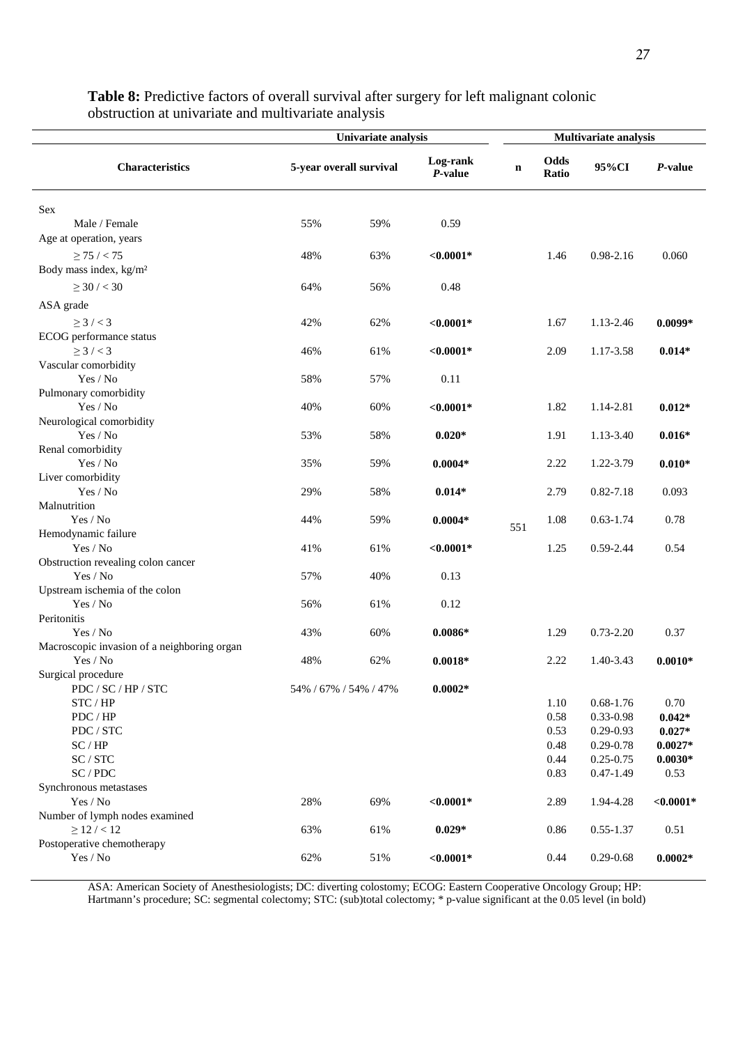**Table 8:** Predictive factors of overall survival after surgery for left malignant colonic obstruction at univariate and multivariate analysis

| | Univariate analysis | | | Multivariate analysis | | | |
|---|---|---|---|---|---|---|---|
| **Characteristics** | **5-year overall survival** | | **Log-rank *P*-value** | **n** | **Odds Ratio** | **95%CI** | ***P*-value** |
| Sex | | | | | | | |
| Male / Female | 55% | 59% | 0.59 | | | | |
| Age at operation, years | | | | | | | |
| ≥ 75 / < 75 | 48% | 63% | **<0.0001*** | | 1.46 | 0.98-2.16 | 0.060 |
| Body mass index, kg/m² | | | | | | | |
| ≥ 30 / < 30 | 64% | 56% | 0.48 | | | | |
| ASA grade | | | | | | | |
| ≥ 3 / < 3 | 42% | 62% | **<0.0001*** | | 1.67 | 1.13-2.46 | **0.0099*** |
| ECOG performance status | | | | | | | |
| ≥ 3 / < 3 | 46% | 61% | **<0.0001*** | | 2.09 | 1.17-3.58 | **0.014*** |
| Vascular comorbidity | | | | | | | |
| Yes / No | 58% | 57% | 0.11 | | | | |
| Pulmonary comorbidity | | | | | | | |
| Yes / No | 40% | 60% | **<0.0001*** | | 1.82 | 1.14-2.81 | **0.012*** |
| Neurological comorbidity | | | | | | | |
| Yes / No | 53% | 58% | **0.020*** | | 1.91 | 1.13-3.40 | **0.016*** |
| Renal comorbidity | | | | | | | |
| Yes / No | 35% | 59% | **0.0004*** | | 2.22 | 1.22-3.79 | **0.010*** |
| Liver comorbidity | | | | | | | |
| Yes / No | 29% | 58% | **0.014*** | | 2.79 | 0.82-7.18 | 0.093 |
| Malnutrition | | | | | | | |
| Yes / No | 44% | 59% | **0.0004*** | 551 | 1.08 | 0.63-1.74 | 0.78 |
| Hemodynamic failure | | | | | | | |
| Yes / No | 41% | 61% | **<0.0001*** | | 1.25 | 0.59-2.44 | 0.54 |
| Obstruction revealing colon cancer | | | | | | | |
| Yes / No | 57% | 40% | 0.13 | | | | |
| Upstream ischemia of the colon | | | | | | | |
| Yes / No | 56% | 61% | 0.12 | | | | |
| Peritonitis | | | | | | | |
| Yes / No | 43% | 60% | **0.0086*** | | 1.29 | 0.73-2.20 | 0.37 |
| Macroscopic invasion of a neighboring organ | | | | | | | |
| Yes / No | 48% | 62% | **0.0018*** | | 2.22 | 1.40-3.43 | **0.0010*** |
| Surgical procedure | | | | | | | |
| PDC / SC / HP / STC | 54% / 67% / 54% / 47% | | **0.0002*** | | | | |
| STC / HP | | | | | 1.10 | 0.68-1.76 | 0.70 |
| PDC / HP | | | | | 0.58 | 0.33-0.98 | **0.042*** |
| PDC / STC | | | | | 0.53 | 0.29-0.93 | **0.027*** |
| SC / HP | | | | | 0.48 | 0.29-0.78 | **0.0027*** |
| SC / STC | | | | | 0.44 | 0.25-0.75 | **0.0030*** |
| SC / PDC | | | | | 0.83 | 0.47-1.49 | 0.53 |
| Synchronous metastases | | | | | | | |
| Yes / No | 28% | 69% | **<0.0001*** | | 2.89 | 1.94-4.28 | **<0.0001*** |
| Number of lymph nodes examined | | | | | | | |
| ≥ 12 / < 12 | 63% | 61% | **0.029*** | | 0.86 | 0.55-1.37 | 0.51 |
| Postoperative chemotherapy | | | | | | | |
| Yes / No | 62% | 51% | **<0.0001*** | | 0.44 | 0.29-0.68 | **0.0002*** |

ASA: American Society of Anesthesiologists; DC: diverting colostomy; ECOG: Eastern Cooperative Oncology Group; HP: Hartmann's procedure; SC: segmental colectomy; STC: (sub)total colectomy; * p-value significant at the 0.05 level (in bold)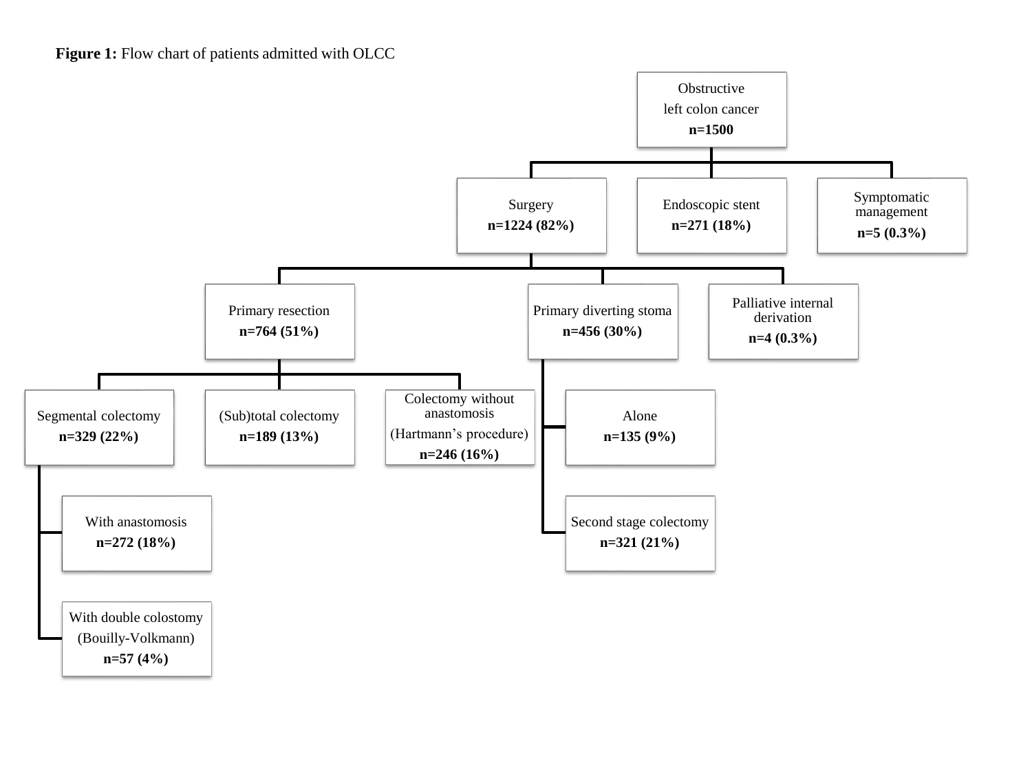**Figure 1:** Flow chart of patients admitted with OLCC

- Obstructive left colon cancer **n=1500**
  - Surgery **n=1224 (82%)**
    - Primary resection **n=764 (51%)**
      - Segmental colectomy **n=329 (22%)**
        - With anastomosis **n=272 (18%)**
        - With double colostomy (Bouilly-Volkmann) **n=57 (4%)**
      - (Sub)total colectomy **n=189 (13%)**
      - Colectomy without anastomosis (Hartmann's procedure) **n=246 (16%)**
    - Primary diverting stoma **n=456 (30%)**
      - Alone **n=135 (9%)**
      - Second stage colectomy **n=321 (21%)**
    - Palliative internal derivation **n=4 (0.3%)**
  - Endoscopic stent **n=271 (18%)**
  - Symptomatic management **n=5 (0.3%)**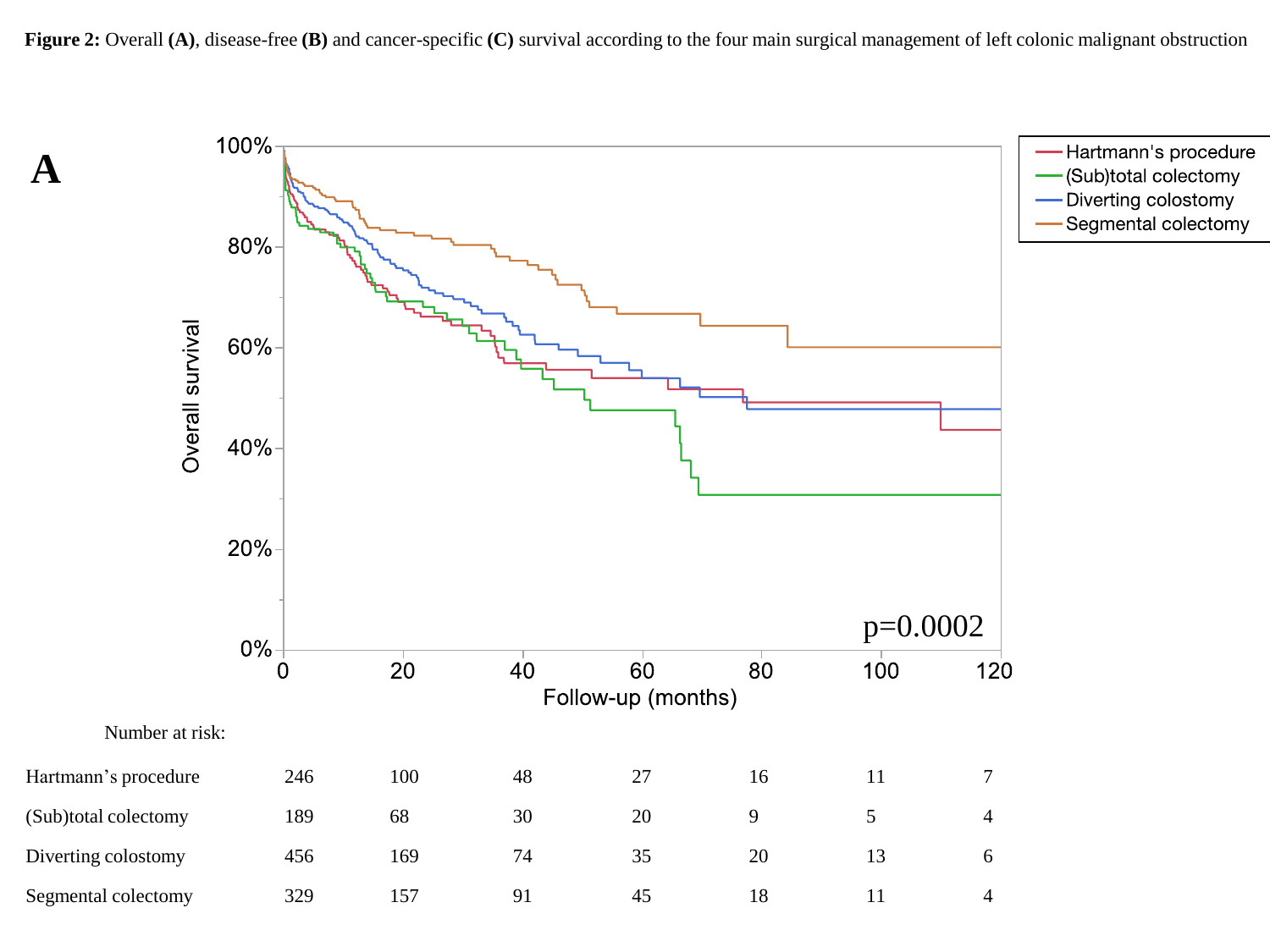**Figure 2:** Overall **(A)**, disease-free **(B)** and cancer-specific **(C)** survival according to the four main surgical management of left colonic malignant obstruction

**A**

Number at risk:

| | 0 | 20 | 40 | 60 | 80 | 100 | 120 |
|---|---|---|---|---|---|---|---|
| Hartmann's procedure | 246 | 100 | 48 | 27 | 16 | 11 | 7 |
| (Sub)total colectomy | 189 | 68 | 30 | 20 | 9 | 5 | 4 |
| Diverting colostomy | 456 | 169 | 74 | 35 | 20 | 13 | 6 |
| Segmental colectomy | 329 | 157 | 91 | 45 | 18 | 11 | 4 |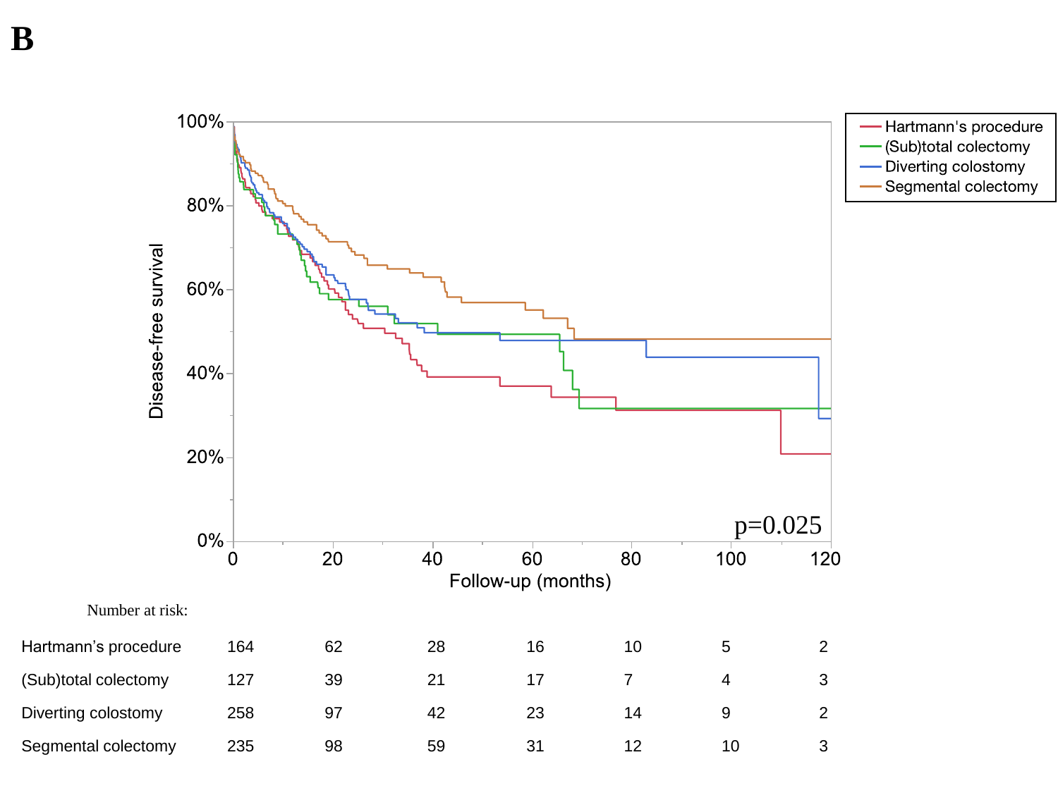**B**

Number at risk:

| | 0 | 20 | 40 | 60 | 80 | 100 | 120 |
|---|---|---|---|---|---|---|---|
| Hartmann's procedure | 164 | 62 | 28 | 16 | 10 | 5 | 2 |
| (Sub)total colectomy | 127 | 39 | 21 | 17 | 7 | 4 | 3 |
| Diverting colostomy | 258 | 97 | 42 | 23 | 14 | 9 | 2 |
| Segmental colectomy | 235 | 98 | 59 | 31 | 12 | 10 | 3 |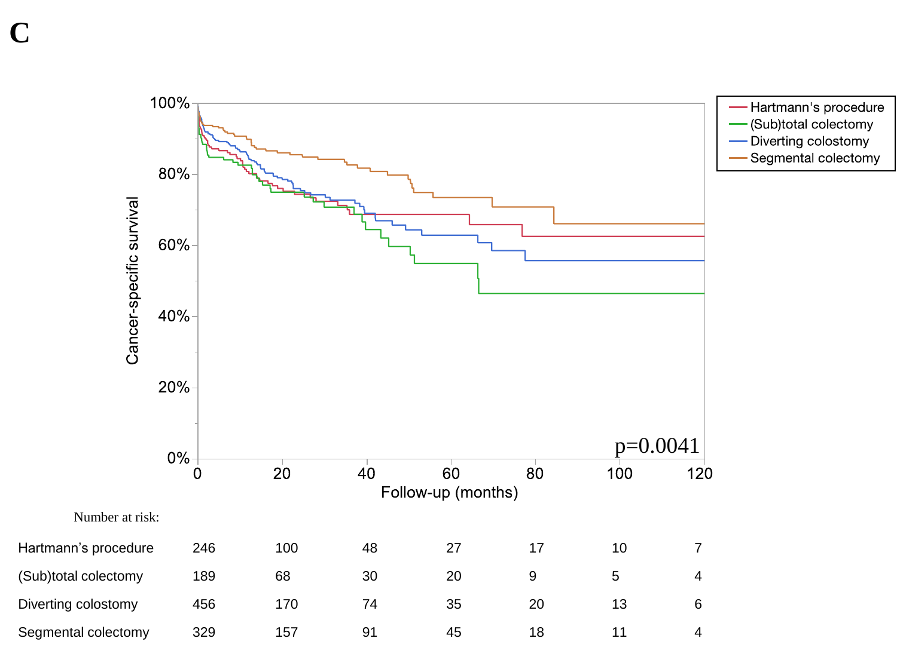**C**

100%
80%
60%
40%
20%
0%
Cancer-specific survival

0
20
40
60
80
100
120
Follow-up (months)

Hartmann's procedure
(Sub)total colectomy
Diverting colostomy
Segmental colectomy

p=0.0041

Number at risk:

| | | | | | | | |
|---|---|---|---|---|---|---|---|
| Hartmann’s procedure | 246 | 100 | 48 | 27 | 17 | 10 | 7 |
| (Sub)total colectomy | 189 | 68 | 30 | 20 | 9 | 5 | 4 |
| Diverting colostomy | 456 | 170 | 74 | 35 | 20 | 13 | 6 |
| Segmental colectomy | 329 | 157 | 91 | 45 | 18 | 11 | 4 |